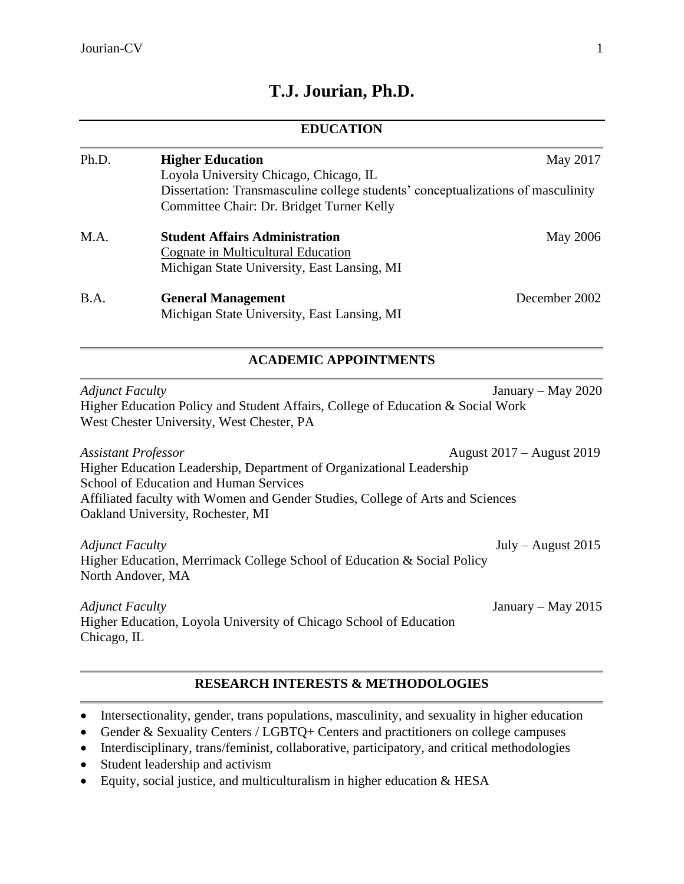# T.J. Jourian, Ph.D.

## EDUCATION

Ph.D. **Higher Education** May 2017
Loyola University Chicago, Chicago, IL
Dissertation: Transmasculine college students' conceptualizations of masculinity
Committee Chair: Dr. Bridget Turner Kelly

M.A. **Student Affairs Administration** May 2006
Cognate in Multicultural Education
Michigan State University, East Lansing, MI

B.A. **General Management** December 2002
Michigan State University, East Lansing, MI

## ACADEMIC APPOINTMENTS

*Adjunct Faculty* January – May 2020
Higher Education Policy and Student Affairs, College of Education & Social Work
West Chester University, West Chester, PA

*Assistant Professor* August 2017 – August 2019
Higher Education Leadership, Department of Organizational Leadership
School of Education and Human Services
Affiliated faculty with Women and Gender Studies, College of Arts and Sciences
Oakland University, Rochester, MI

*Adjunct Faculty* July – August 2015
Higher Education, Merrimack College School of Education & Social Policy
North Andover, MA

*Adjunct Faculty* January – May 2015
Higher Education, Loyola University of Chicago School of Education
Chicago, IL

## RESEARCH INTERESTS & METHODOLOGIES

- Intersectionality, gender, trans populations, masculinity, and sexuality in higher education
- Gender & Sexuality Centers / LGBTQ+ Centers and practitioners on college campuses
- Interdisciplinary, trans/feminist, collaborative, participatory, and critical methodologies
- Student leadership and activism
- Equity, social justice, and multiculturalism in higher education & HESA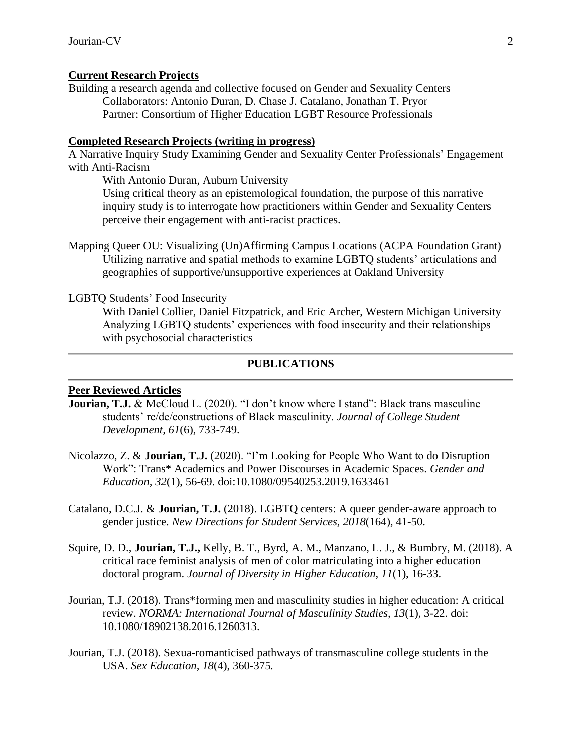**Current Research Projects**

Building a research agenda and collective focused on Gender and Sexuality Centers
Collaborators: Antonio Duran, D. Chase J. Catalano, Jonathan T. Pryor
Partner: Consortium of Higher Education LGBT Resource Professionals

**Completed Research Projects (writing in progress)**

A Narrative Inquiry Study Examining Gender and Sexuality Center Professionals' Engagement with Anti-Racism
With Antonio Duran, Auburn University
Using critical theory as an epistemological foundation, the purpose of this narrative inquiry study is to interrogate how practitioners within Gender and Sexuality Centers perceive their engagement with anti-racist practices.

Mapping Queer OU: Visualizing (Un)Affirming Campus Locations (ACPA Foundation Grant)
Utilizing narrative and spatial methods to examine LGBTQ students' articulations and geographies of supportive/unsupportive experiences at Oakland University

LGBTQ Students' Food Insecurity
With Daniel Collier, Daniel Fitzpatrick, and Eric Archer, Western Michigan University
Analyzing LGBTQ students' experiences with food insecurity and their relationships with psychosocial characteristics

## PUBLICATIONS

**Peer Reviewed Articles**

**Jourian, T.J.** & McCloud L. (2020). "I don't know where I stand": Black trans masculine students' re/de/constructions of Black masculinity. *Journal of College Student Development, 61*(6), 733-749.

Nicolazzo, Z. & **Jourian, T.J.** (2020). "I'm Looking for People Who Want to do Disruption Work": Trans* Academics and Power Discourses in Academic Spaces. *Gender and Education, 32*(1), 56-69. doi:10.1080/09540253.2019.1633461

Catalano, D.C.J. & **Jourian, T.J.** (2018). LGBTQ centers: A queer gender-aware approach to gender justice. *New Directions for Student Services, 2018*(164), 41-50.

Squire, D. D., **Jourian, T.J.,** Kelly, B. T., Byrd, A. M., Manzano, L. J., & Bumbry, M. (2018). A critical race feminist analysis of men of color matriculating into a higher education doctoral program. *Journal of Diversity in Higher Education, 11*(1), 16-33.

Jourian, T.J. (2018). Trans*forming men and masculinity studies in higher education: A critical review. *NORMA: International Journal of Masculinity Studies, 13*(1), 3-22. doi: 10.1080/18902138.2016.1260313.

Jourian, T.J. (2018). Sexua-romanticised pathways of transmasculine college students in the USA. *Sex Education, 18*(4), 360-375.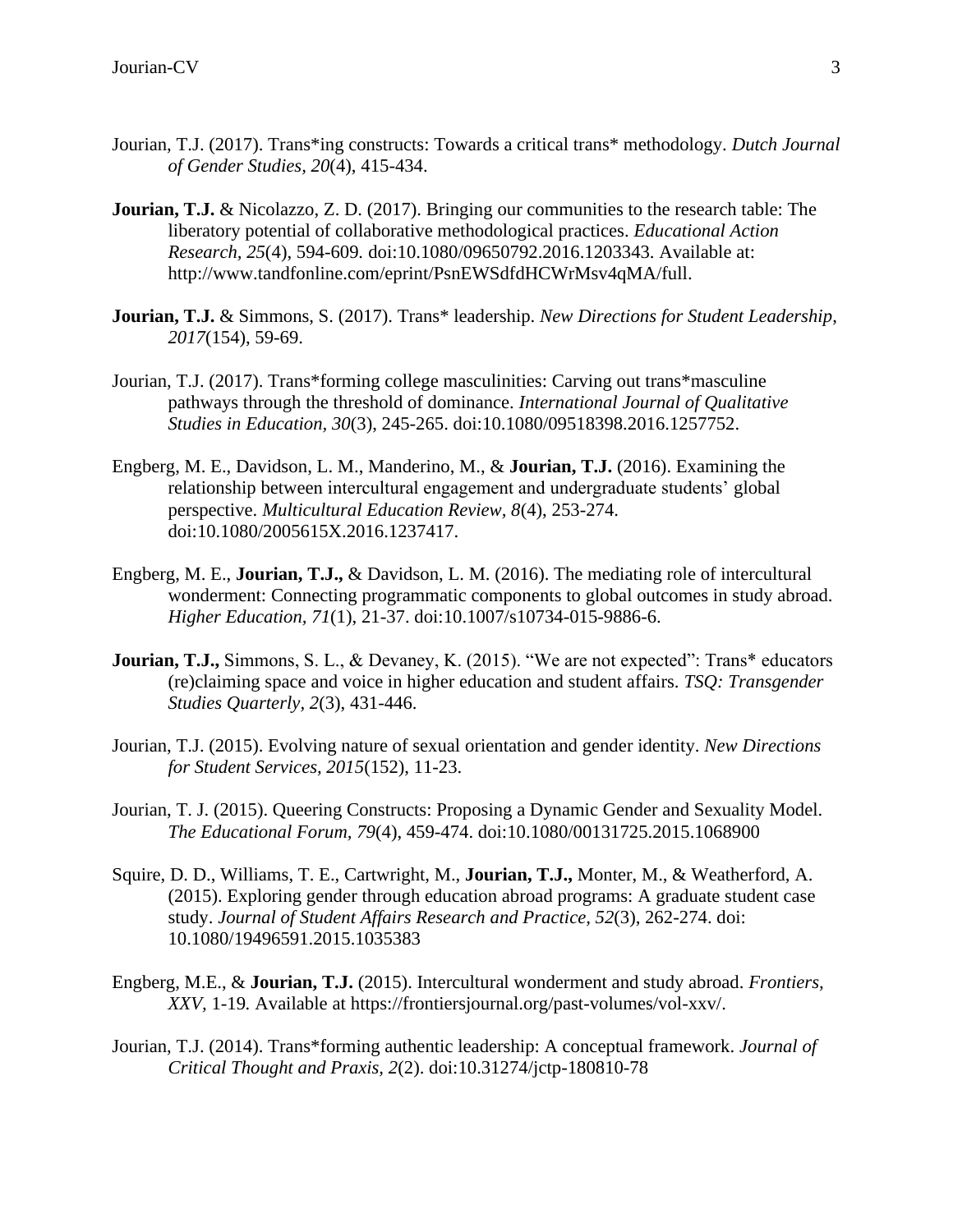Jourian, T.J. (2017). Trans*ing constructs: Towards a critical trans* methodology. *Dutch Journal of Gender Studies, 20*(4), 415-434.

**Jourian, T.J.** & Nicolazzo, Z. D. (2017). Bringing our communities to the research table: The liberatory potential of collaborative methodological practices. *Educational Action Research, 25*(4), 594-609. doi:10.1080/09650792.2016.1203343. Available at: http://www.tandfonline.com/eprint/PsnEWSdfdHCWrMsv4qMA/full.

**Jourian, T.J.** & Simmons, S. (2017). Trans* leadership. *New Directions for Student Leadership, 2017*(154), 59-69.

Jourian, T.J. (2017). Trans*forming college masculinities: Carving out trans*masculine pathways through the threshold of dominance. *International Journal of Qualitative Studies in Education, 30*(3), 245-265. doi:10.1080/09518398.2016.1257752.

Engberg, M. E., Davidson, L. M., Manderino, M., & **Jourian, T.J.** (2016). Examining the relationship between intercultural engagement and undergraduate students' global perspective. *Multicultural Education Review, 8*(4), 253-274. doi:10.1080/2005615X.2016.1237417.

Engberg, M. E., **Jourian, T.J.,** & Davidson, L. M. (2016). The mediating role of intercultural wonderment: Connecting programmatic components to global outcomes in study abroad. *Higher Education, 71*(1), 21-37. doi:10.1007/s10734-015-9886-6.

**Jourian, T.J.,** Simmons, S. L., & Devaney, K. (2015). "We are not expected": Trans* educators (re)claiming space and voice in higher education and student affairs. *TSQ: Transgender Studies Quarterly, 2*(3), 431-446.

Jourian, T.J. (2015). Evolving nature of sexual orientation and gender identity. *New Directions for Student Services, 2015*(152), 11-23.

Jourian, T. J. (2015). Queering Constructs: Proposing a Dynamic Gender and Sexuality Model. *The Educational Forum, 79*(4), 459-474. doi:10.1080/00131725.2015.1068900

Squire, D. D., Williams, T. E., Cartwright, M., **Jourian, T.J.,** Monter, M., & Weatherford, A. (2015). Exploring gender through education abroad programs: A graduate student case study. *Journal of Student Affairs Research and Practice, 52*(3), 262-274. doi: 10.1080/19496591.2015.1035383

Engberg, M.E., & **Jourian, T.J.** (2015). Intercultural wonderment and study abroad. *Frontiers, XXV*, 1-19. Available at https://frontiersjournal.org/past-volumes/vol-xxv/.

Jourian, T.J. (2014). Trans*forming authentic leadership: A conceptual framework. *Journal of Critical Thought and Praxis, 2*(2). doi:10.31274/jctp-180810-78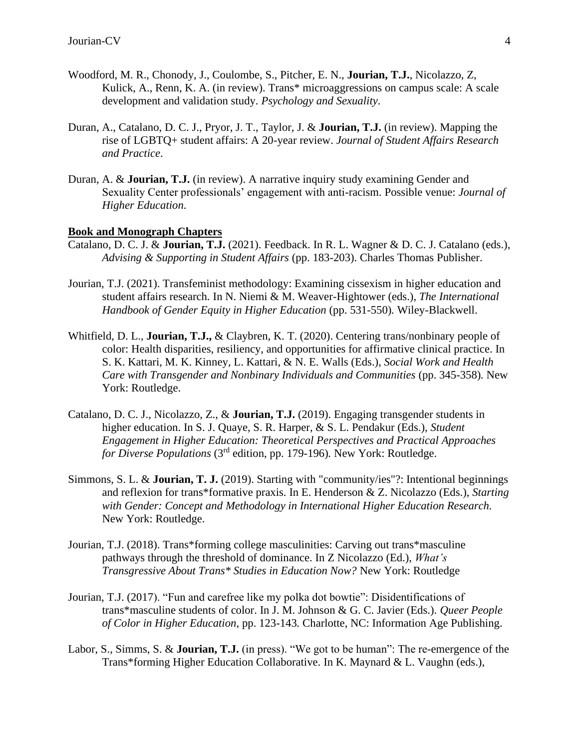Woodford, M. R., Chonody, J., Coulombe, S., Pitcher, E. N., **Jourian, T.J.**, Nicolazzo, Z, Kulick, A., Renn, K. A. (in review). Trans* microaggressions on campus scale: A scale development and validation study. *Psychology and Sexuality*.

Duran, A., Catalano, D. C. J., Pryor, J. T., Taylor, J. & **Jourian, T.J.** (in review). Mapping the rise of LGBTQ+ student affairs: A 20-year review. *Journal of Student Affairs Research and Practice*.

Duran, A. & **Jourian, T.J.** (in review). A narrative inquiry study examining Gender and Sexuality Center professionals' engagement with anti-racism. Possible venue: *Journal of Higher Education*.

**Book and Monograph Chapters**

Catalano, D. C. J. & **Jourian, T.J.** (2021). Feedback. In R. L. Wagner & D. C. J. Catalano (eds.), *Advising & Supporting in Student Affairs* (pp. 183-203). Charles Thomas Publisher.

Jourian, T.J. (2021). Transfeminist methodology: Examining cissexism in higher education and student affairs research. In N. Niemi & M. Weaver-Hightower (eds.), *The International Handbook of Gender Equity in Higher Education* (pp. 531-550). Wiley-Blackwell.

Whitfield, D. L., **Jourian, T.J.,** & Claybren, K. T. (2020). Centering trans/nonbinary people of color: Health disparities, resiliency, and opportunities for affirmative clinical practice. In S. K. Kattari, M. K. Kinney, L. Kattari, & N. E. Walls (Eds.), *Social Work and Health Care with Transgender and Nonbinary Individuals and Communities* (pp. 345-358). New York: Routledge.

Catalano, D. C. J., Nicolazzo, Z., & **Jourian, T.J.** (2019). Engaging transgender students in higher education. In S. J. Quaye, S. R. Harper, & S. L. Pendakur (Eds.), *Student Engagement in Higher Education: Theoretical Perspectives and Practical Approaches for Diverse Populations* (3rd edition, pp. 179-196). New York: Routledge.

Simmons, S. L. & **Jourian, T. J.** (2019). Starting with "community/ies"?: Intentional beginnings and reflexion for trans*formative praxis. In E. Henderson & Z. Nicolazzo (Eds.), *Starting with Gender: Concept and Methodology in International Higher Education Research.* New York: Routledge.

Jourian, T.J. (2018). Trans*forming college masculinities: Carving out trans*masculine pathways through the threshold of dominance. In Z Nicolazzo (Ed.), *What's Transgressive About Trans* Studies in Education Now?* New York: Routledge

Jourian, T.J. (2017). "Fun and carefree like my polka dot bowtie": Disidentifications of trans*masculine students of color. In J. M. Johnson & G. C. Javier (Eds.). *Queer People of Color in Higher Education*, pp. 123-143. Charlotte, NC: Information Age Publishing.

Labor, S., Simms, S. & **Jourian, T.J.** (in press). "We got to be human": The re-emergence of the Trans*forming Higher Education Collaborative. In K. Maynard & L. Vaughn (eds.),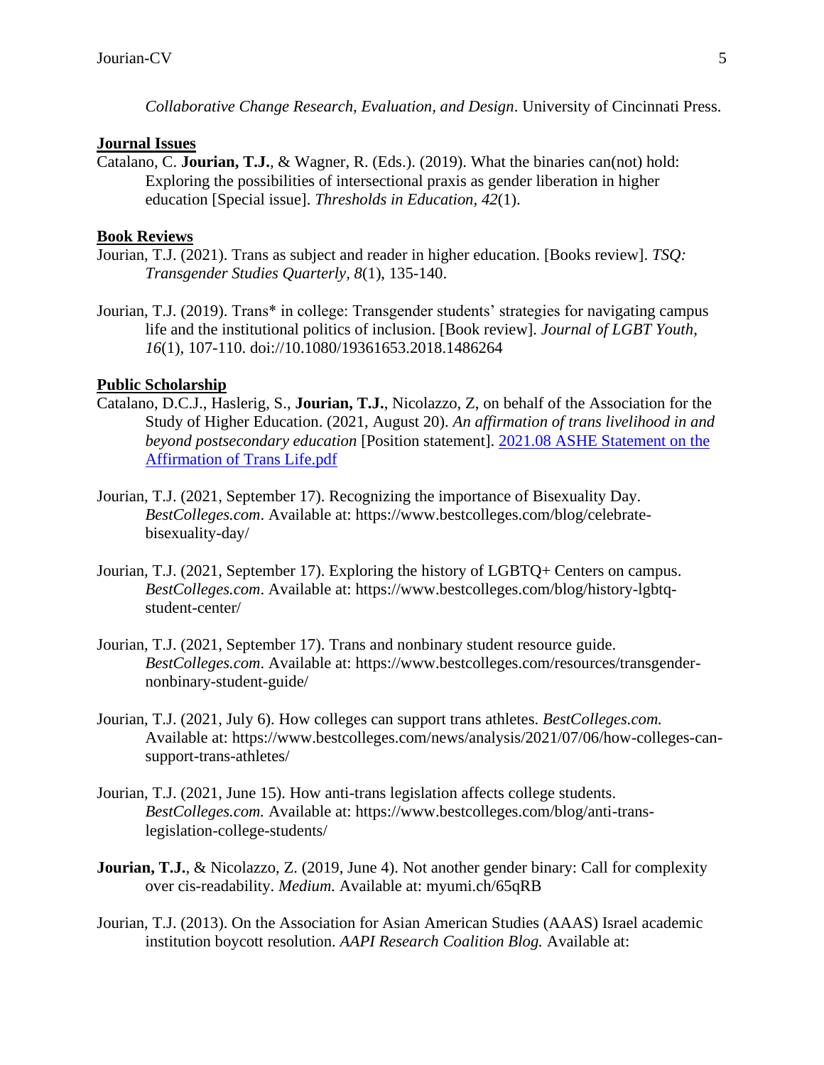*Collaborative Change Research, Evaluation, and Design*. University of Cincinnati Press.

**Journal Issues**

Catalano, C. **Jourian, T.J.**, & Wagner, R. (Eds.). (2019). What the binaries can(not) hold: Exploring the possibilities of intersectional praxis as gender liberation in higher education [Special issue]. *Thresholds in Education, 42*(1).

**Book Reviews**

Jourian, T.J. (2021). Trans as subject and reader in higher education. [Books review]. *TSQ: Transgender Studies Quarterly, 8*(1), 135-140.

Jourian, T.J. (2019). Trans* in college: Transgender students' strategies for navigating campus life and the institutional politics of inclusion. [Book review]. *Journal of LGBT Youth, 16*(1), 107-110. doi://10.1080/19361653.2018.1486264

**Public Scholarship**

Catalano, D.C.J., Haslerig, S., **Jourian, T.J.**, Nicolazzo, Z, on behalf of the Association for the Study of Higher Education. (2021, August 20). *An affirmation of trans livelihood in and beyond postsecondary education* [Position statement]. [2021.08 ASHE Statement on the Affirmation of Trans Life.pdf]()

Jourian, T.J. (2021, September 17). Recognizing the importance of Bisexuality Day. *BestColleges.com*. Available at: https://www.bestcolleges.com/blog/celebrate-bisexuality-day/

Jourian, T.J. (2021, September 17). Exploring the history of LGBTQ+ Centers on campus. *BestColleges.com*. Available at: https://www.bestcolleges.com/blog/history-lgbtq-student-center/

Jourian, T.J. (2021, September 17). Trans and nonbinary student resource guide. *BestColleges.com*. Available at: https://www.bestcolleges.com/resources/transgender-nonbinary-student-guide/

Jourian, T.J. (2021, July 6). How colleges can support trans athletes. *BestColleges.com.* Available at: https://www.bestcolleges.com/news/analysis/2021/07/06/how-colleges-can-support-trans-athletes/

Jourian, T.J. (2021, June 15). How anti-trans legislation affects college students. *BestColleges.com.* Available at: https://www.bestcolleges.com/blog/anti-trans-legislation-college-students/

**Jourian, T.J.**, & Nicolazzo, Z. (2019, June 4). Not another gender binary: Call for complexity over cis-readability. *Medium.* Available at: myumi.ch/65qRB

Jourian, T.J. (2013). On the Association for Asian American Studies (AAAS) Israel academic institution boycott resolution. *AAPI Research Coalition Blog.* Available at: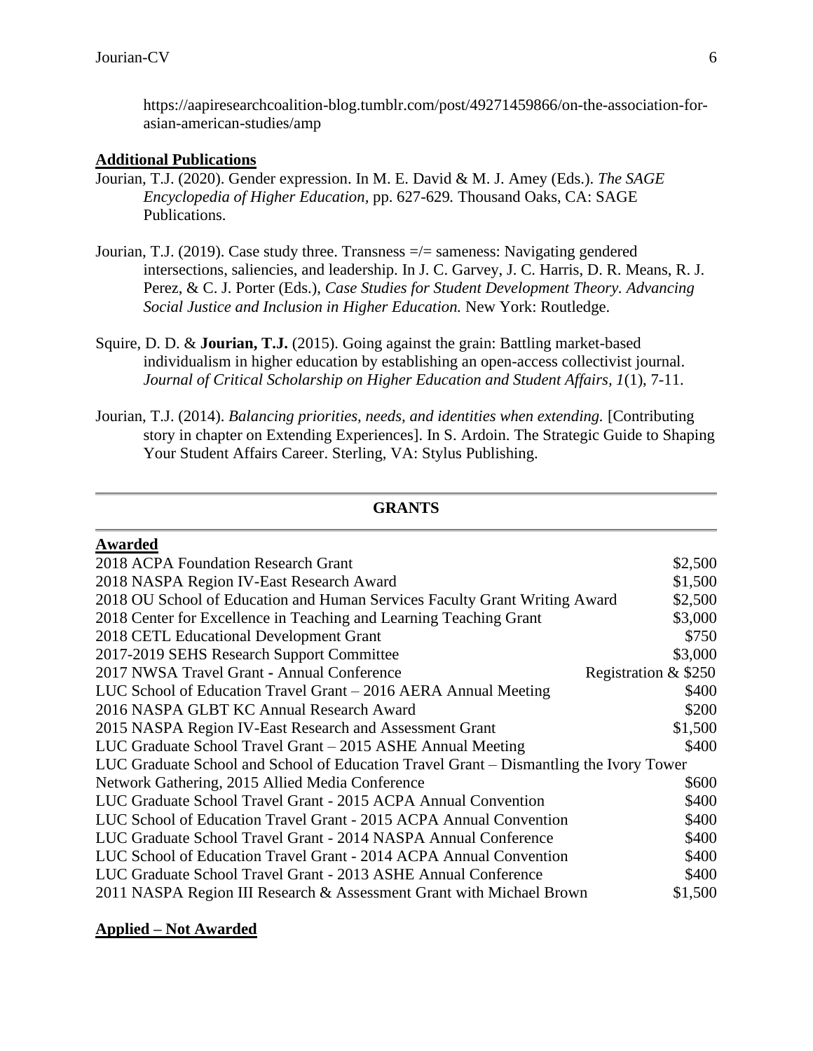https://aapiresearchcoalition-blog.tumblr.com/post/49271459866/on-the-association-for-asian-american-studies/amp

**Additional Publications**

Jourian, T.J. (2020). Gender expression. In M. E. David & M. J. Amey (Eds.). *The SAGE Encyclopedia of Higher Education*, pp. 627-629*.* Thousand Oaks, CA: SAGE Publications.

Jourian, T.J. (2019). Case study three. Transness =/= sameness: Navigating gendered intersections, saliencies, and leadership. In J. C. Garvey, J. C. Harris, D. R. Means, R. J. Perez, & C. J. Porter (Eds.), *Case Studies for Student Development Theory. Advancing Social Justice and Inclusion in Higher Education.* New York: Routledge.

Squire, D. D. & **Jourian, T.J.** (2015). Going against the grain: Battling market-based individualism in higher education by establishing an open-access collectivist journal. *Journal of Critical Scholarship on Higher Education and Student Affairs, 1*(1), 7-11.

Jourian, T.J. (2014). *Balancing priorities, needs, and identities when extending.* [Contributing story in chapter on Extending Experiences]. In S. Ardoin. The Strategic Guide to Shaping Your Student Affairs Career. Sterling, VA: Stylus Publishing.

## GRANTS

**Awarded**

| | |
|---|---|
| 2018 ACPA Foundation Research Grant | $2,500 |
| 2018 NASPA Region IV-East Research Award | $1,500 |
| 2018 OU School of Education and Human Services Faculty Grant Writing Award | $2,500 |
| 2018 Center for Excellence in Teaching and Learning Teaching Grant | $3,000 |
| 2018 CETL Educational Development Grant | $750 |
| 2017-2019 SEHS Research Support Committee | $3,000 |
| 2017 NWSA Travel Grant - Annual Conference | Registration & $250 |
| LUC School of Education Travel Grant – 2016 AERA Annual Meeting | $400 |
| 2016 NASPA GLBT KC Annual Research Award | $200 |
| 2015 NASPA Region IV-East Research and Assessment Grant | $1,500 |
| LUC Graduate School Travel Grant – 2015 ASHE Annual Meeting | $400 |
| LUC Graduate School and School of Education Travel Grant – Dismantling the Ivory Tower Network Gathering, 2015 Allied Media Conference | $600 |
| LUC Graduate School Travel Grant - 2015 ACPA Annual Convention | $400 |
| LUC School of Education Travel Grant - 2015 ACPA Annual Convention | $400 |
| LUC Graduate School Travel Grant - 2014 NASPA Annual Conference | $400 |
| LUC School of Education Travel Grant - 2014 ACPA Annual Convention | $400 |
| LUC Graduate School Travel Grant - 2013 ASHE Annual Conference | $400 |
| 2011 NASPA Region III Research & Assessment Grant with Michael Brown | $1,500 |

**Applied – Not Awarded**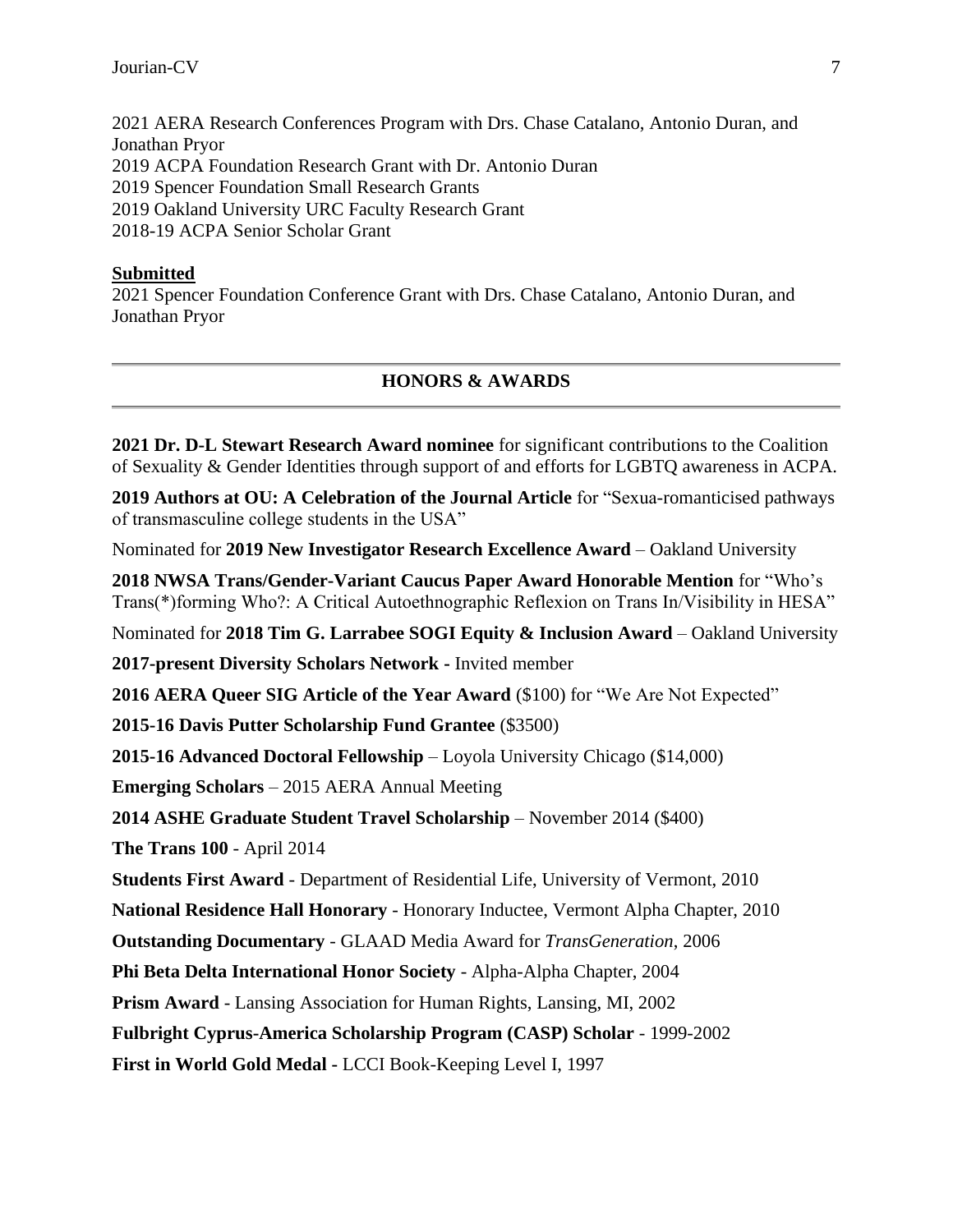2021 AERA Research Conferences Program with Drs. Chase Catalano, Antonio Duran, and Jonathan Pryor
2019 ACPA Foundation Research Grant with Dr. Antonio Duran
2019 Spencer Foundation Small Research Grants
2019 Oakland University URC Faculty Research Grant
2018-19 ACPA Senior Scholar Grant

**Submitted**
2021 Spencer Foundation Conference Grant with Drs. Chase Catalano, Antonio Duran, and Jonathan Pryor

## HONORS & AWARDS

**2021 Dr. D-L Stewart Research Award nominee** for significant contributions to the Coalition of Sexuality & Gender Identities through support of and efforts for LGBTQ awareness in ACPA.

**2019 Authors at OU: A Celebration of the Journal Article** for "Sexua-romanticised pathways of transmasculine college students in the USA"

Nominated for **2019 New Investigator Research Excellence Award** – Oakland University

**2018 NWSA Trans/Gender-Variant Caucus Paper Award Honorable Mention** for "Who's Trans(*)forming Who?: A Critical Autoethnographic Reflexion on Trans In/Visibility in HESA"

Nominated for **2018 Tim G. Larrabee SOGI Equity & Inclusion Award** – Oakland University

**2017-present Diversity Scholars Network -** Invited member

**2016 AERA Queer SIG Article of the Year Award** ($100) for "We Are Not Expected"

**2015-16 Davis Putter Scholarship Fund Grantee** ($3500)

**2015-16 Advanced Doctoral Fellowship** – Loyola University Chicago ($14,000)

**Emerging Scholars** – 2015 AERA Annual Meeting

**2014 ASHE Graduate Student Travel Scholarship** – November 2014 ($400)

**The Trans 100** - April 2014

**Students First Award** - Department of Residential Life, University of Vermont, 2010

**National Residence Hall Honorary** - Honorary Inductee, Vermont Alpha Chapter, 2010

**Outstanding Documentary** - GLAAD Media Award for *TransGeneration*, 2006

**Phi Beta Delta International Honor Society** - Alpha-Alpha Chapter, 2004

**Prism Award** - Lansing Association for Human Rights, Lansing, MI, 2002

**Fulbright Cyprus-America Scholarship Program (CASP) Scholar** - 1999-2002

**First in World Gold Medal -** LCCI Book-Keeping Level I, 1997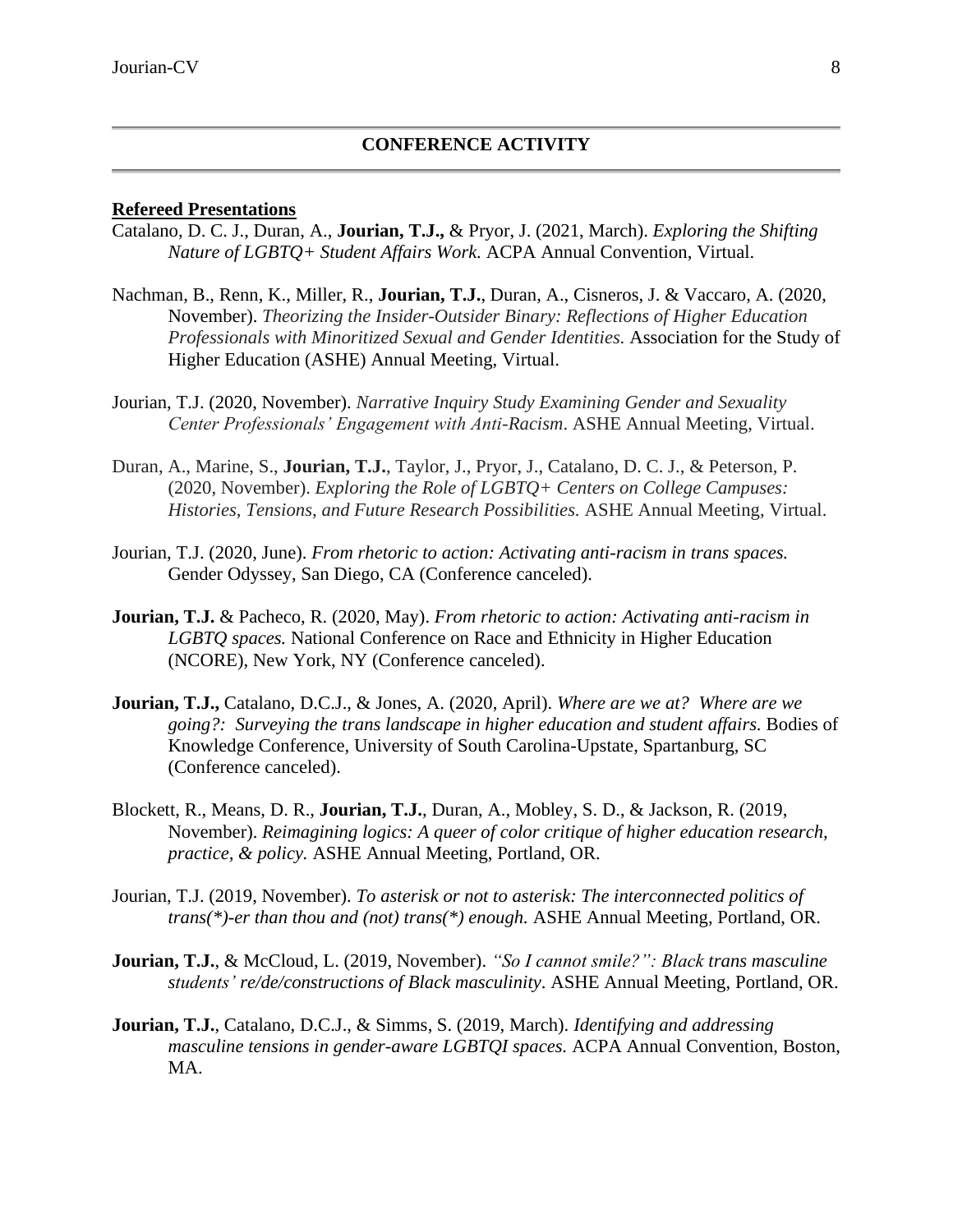## CONFERENCE ACTIVITY

### Refereed Presentations

Catalano, D. C. J., Duran, A., **Jourian, T.J.,** & Pryor, J. (2021, March). *Exploring the Shifting Nature of LGBTQ+ Student Affairs Work.* ACPA Annual Convention, Virtual.

Nachman, B., Renn, K., Miller, R., **Jourian, T.J.**, Duran, A., Cisneros, J. & Vaccaro, A. (2020, November). *Theorizing the Insider-Outsider Binary: Reflections of Higher Education Professionals with Minoritized Sexual and Gender Identities.* Association for the Study of Higher Education (ASHE) Annual Meeting, Virtual.

Jourian, T.J. (2020, November). *Narrative Inquiry Study Examining Gender and Sexuality Center Professionals' Engagement with Anti-Racism*. ASHE Annual Meeting, Virtual.

Duran, A., Marine, S., **Jourian, T.J.**, Taylor, J., Pryor, J., Catalano, D. C. J., & Peterson, P. (2020, November). *Exploring the Role of LGBTQ+ Centers on College Campuses: Histories, Tensions, and Future Research Possibilities.* ASHE Annual Meeting, Virtual.

Jourian, T.J. (2020, June). *From rhetoric to action: Activating anti-racism in trans spaces.* Gender Odyssey, San Diego, CA (Conference canceled).

**Jourian, T.J.** & Pacheco, R. (2020, May). *From rhetoric to action: Activating anti-racism in LGBTQ spaces.* National Conference on Race and Ethnicity in Higher Education (NCORE), New York, NY (Conference canceled).

**Jourian, T.J.,** Catalano, D.C.J., & Jones, A. (2020, April). *Where are we at? Where are we going?: Surveying the trans landscape in higher education and student affairs.* Bodies of Knowledge Conference, University of South Carolina-Upstate, Spartanburg, SC (Conference canceled).

Blockett, R., Means, D. R., **Jourian, T.J.**, Duran, A., Mobley, S. D., & Jackson, R. (2019, November). *Reimagining logics: A queer of color critique of higher education research, practice, & policy.* ASHE Annual Meeting, Portland, OR.

Jourian, T.J. (2019, November). *To asterisk or not to asterisk: The interconnected politics of trans(*)-er than thou and (not) trans(*) enough.* ASHE Annual Meeting, Portland, OR.

**Jourian, T.J.**, & McCloud, L. (2019, November). *"So I cannot smile?": Black trans masculine students' re/de/constructions of Black masculinity*. ASHE Annual Meeting, Portland, OR.

**Jourian, T.J.**, Catalano, D.C.J., & Simms, S. (2019, March). *Identifying and addressing masculine tensions in gender-aware LGBTQI spaces.* ACPA Annual Convention, Boston, MA.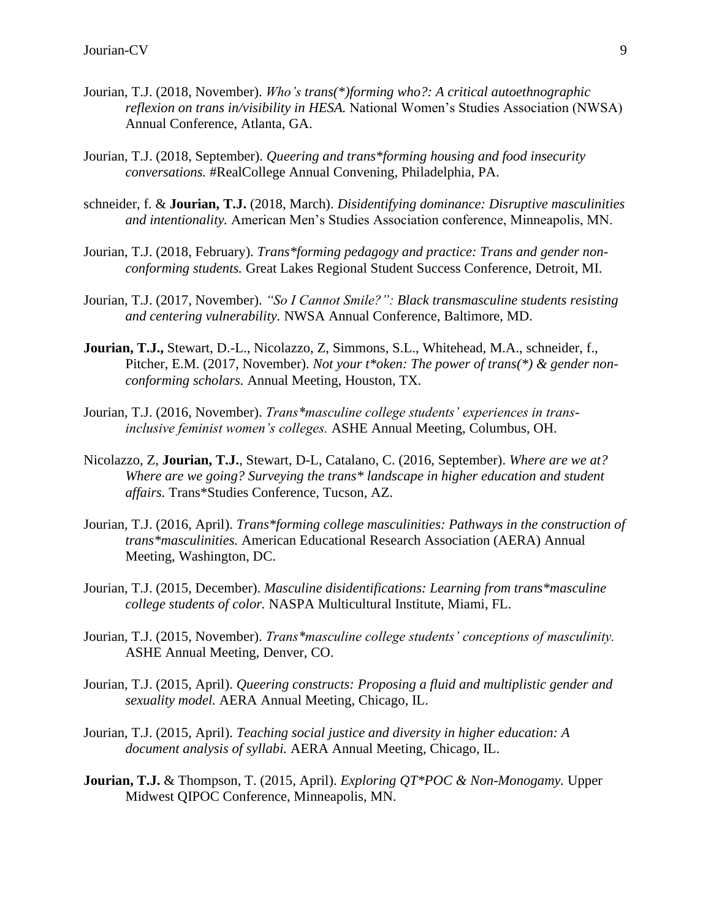Jourian, T.J. (2018, November). *Who's trans(*)forming who?: A critical autoethnographic reflexion on trans in/visibility in HESA.* National Women's Studies Association (NWSA) Annual Conference, Atlanta, GA.

Jourian, T.J. (2018, September). *Queering and trans*forming housing and food insecurity conversations.* #RealCollege Annual Convening, Philadelphia, PA.

schneider, f. & **Jourian, T.J.** (2018, March). *Disidentifying dominance: Disruptive masculinities and intentionality.* American Men's Studies Association conference, Minneapolis, MN.

Jourian, T.J. (2018, February). *Trans*forming pedagogy and practice: Trans and gender non-conforming students.* Great Lakes Regional Student Success Conference, Detroit, MI.

Jourian, T.J. (2017, November). *"So I Cannot Smile?": Black transmasculine students resisting and centering vulnerability.* NWSA Annual Conference, Baltimore, MD.

**Jourian, T.J.,** Stewart, D.-L., Nicolazzo, Z, Simmons, S.L., Whitehead, M.A., schneider, f., Pitcher, E.M. (2017, November). *Not your t*oken: The power of trans(*) & gender non-conforming scholars.* Annual Meeting, Houston, TX.

Jourian, T.J. (2016, November). *Trans*masculine college students' experiences in trans-inclusive feminist women's colleges.* ASHE Annual Meeting, Columbus, OH.

Nicolazzo, Z, **Jourian, T.J.**, Stewart, D-L, Catalano, C. (2016, September). *Where are we at? Where are we going? Surveying the trans* landscape in higher education and student affairs.* Trans*Studies Conference, Tucson, AZ.

Jourian, T.J. (2016, April). *Trans*forming college masculinities: Pathways in the construction of trans*masculinities.* American Educational Research Association (AERA) Annual Meeting, Washington, DC.

Jourian, T.J. (2015, December). *Masculine disidentifications: Learning from trans*masculine college students of color.* NASPA Multicultural Institute, Miami, FL.

Jourian, T.J. (2015, November). *Trans*masculine college students' conceptions of masculinity.* ASHE Annual Meeting, Denver, CO.

Jourian, T.J. (2015, April). *Queering constructs: Proposing a fluid and multiplistic gender and sexuality model.* AERA Annual Meeting, Chicago, IL.

Jourian, T.J. (2015, April). *Teaching social justice and diversity in higher education: A document analysis of syllabi.* AERA Annual Meeting, Chicago, IL.

**Jourian, T.J.** & Thompson, T. (2015, April). *Exploring QT*POC & Non-Monogamy.* Upper Midwest QIPOC Conference, Minneapolis, MN.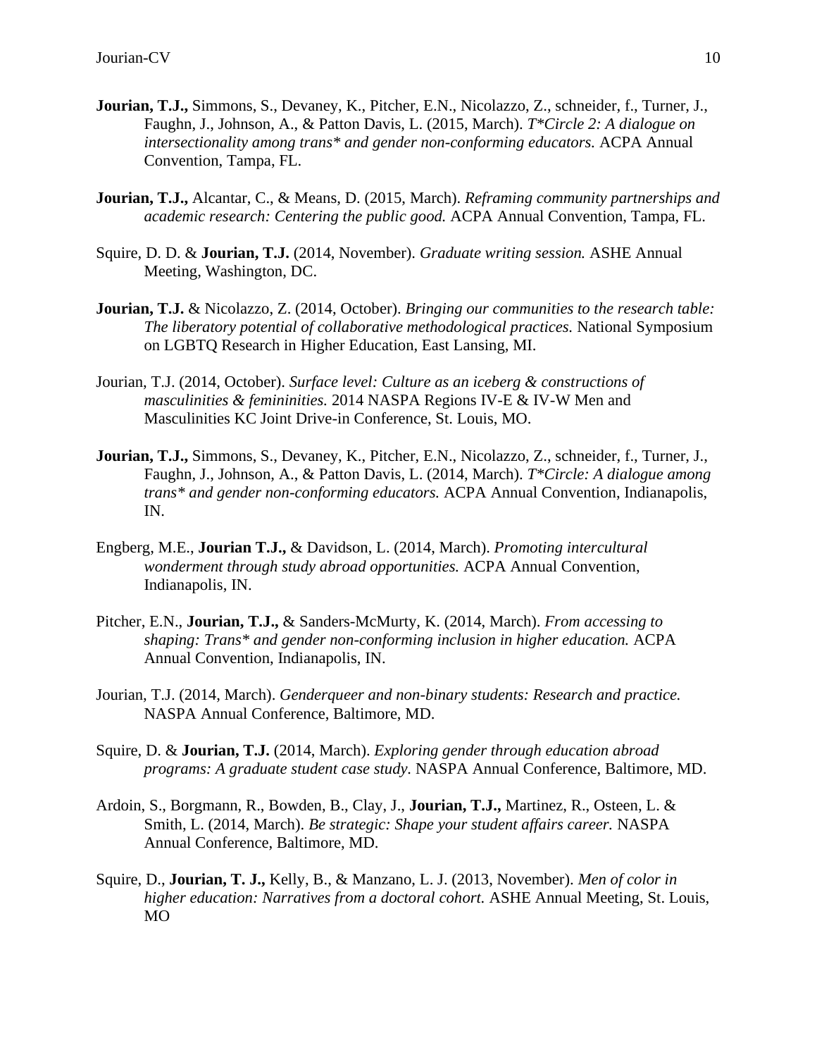**Jourian, T.J.,** Simmons, S., Devaney, K., Pitcher, E.N., Nicolazzo, Z., schneider, f., Turner, J., Faughn, J., Johnson, A., & Patton Davis, L. (2015, March). *T*Circle 2: A dialogue on intersectionality among trans* and gender non-conforming educators.* ACPA Annual Convention, Tampa, FL.

**Jourian, T.J.,** Alcantar, C., & Means, D. (2015, March). *Reframing community partnerships and academic research: Centering the public good.* ACPA Annual Convention, Tampa, FL.

Squire, D. D. & **Jourian, T.J.** (2014, November). *Graduate writing session.* ASHE Annual Meeting, Washington, DC.

**Jourian, T.J.** & Nicolazzo, Z. (2014, October). *Bringing our communities to the research table: The liberatory potential of collaborative methodological practices.* National Symposium on LGBTQ Research in Higher Education, East Lansing, MI.

Jourian, T.J. (2014, October). *Surface level: Culture as an iceberg & constructions of masculinities & femininities.* 2014 NASPA Regions IV-E & IV-W Men and Masculinities KC Joint Drive-in Conference, St. Louis, MO.

**Jourian, T.J.,** Simmons, S., Devaney, K., Pitcher, E.N., Nicolazzo, Z., schneider, f., Turner, J., Faughn, J., Johnson, A., & Patton Davis, L. (2014, March). *T*Circle: A dialogue among trans* and gender non-conforming educators.* ACPA Annual Convention, Indianapolis, IN.

Engberg, M.E., **Jourian T.J.,** & Davidson, L. (2014, March). *Promoting intercultural wonderment through study abroad opportunities.* ACPA Annual Convention, Indianapolis, IN.

Pitcher, E.N., **Jourian, T.J.,** & Sanders-McMurty, K. (2014, March). *From accessing to shaping: Trans* and gender non-conforming inclusion in higher education.* ACPA Annual Convention, Indianapolis, IN.

Jourian, T.J. (2014, March). *Genderqueer and non-binary students: Research and practice.* NASPA Annual Conference, Baltimore, MD.

Squire, D. & **Jourian, T.J.** (2014, March). *Exploring gender through education abroad programs: A graduate student case study.* NASPA Annual Conference, Baltimore, MD.

Ardoin, S., Borgmann, R., Bowden, B., Clay, J., **Jourian, T.J.,** Martinez, R., Osteen, L. & Smith, L. (2014, March). *Be strategic: Shape your student affairs career.* NASPA Annual Conference, Baltimore, MD.

Squire, D., **Jourian, T. J.,** Kelly, B., & Manzano, L. J. (2013, November). *Men of color in higher education: Narratives from a doctoral cohort.* ASHE Annual Meeting, St. Louis, MO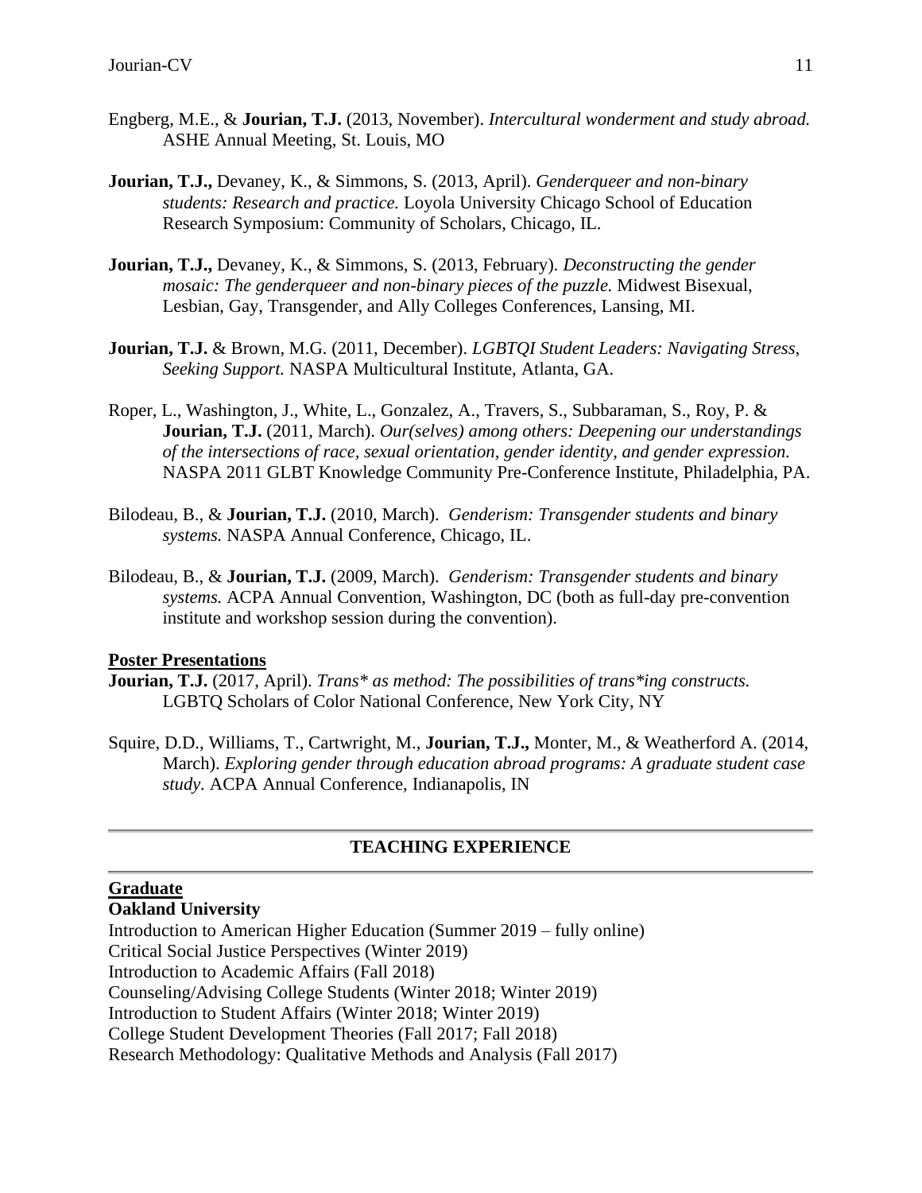Engberg, M.E., & **Jourian, T.J.** (2013, November). *Intercultural wonderment and study abroad.* ASHE Annual Meeting, St. Louis, MO

**Jourian, T.J.,** Devaney, K., & Simmons, S. (2013, April). *Genderqueer and non-binary students: Research and practice.* Loyola University Chicago School of Education Research Symposium: Community of Scholars, Chicago, IL.

**Jourian, T.J.,** Devaney, K., & Simmons, S. (2013, February). *Deconstructing the gender mosaic: The genderqueer and non-binary pieces of the puzzle.* Midwest Bisexual, Lesbian, Gay, Transgender, and Ally Colleges Conferences, Lansing, MI.

**Jourian, T.J.** & Brown, M.G. (2011, December). *LGBTQI Student Leaders: Navigating Stress, Seeking Support.* NASPA Multicultural Institute, Atlanta, GA.

Roper, L., Washington, J., White, L., Gonzalez, A., Travers, S., Subbaraman, S., Roy, P. & **Jourian, T.J.** (2011, March). *Our(selves) among others: Deepening our understandings of the intersections of race, sexual orientation, gender identity, and gender expression.* NASPA 2011 GLBT Knowledge Community Pre-Conference Institute, Philadelphia, PA.

Bilodeau, B., & **Jourian, T.J.** (2010, March). *Genderism: Transgender students and binary systems.* NASPA Annual Conference, Chicago, IL.

Bilodeau, B., & **Jourian, T.J.** (2009, March). *Genderism: Transgender students and binary systems.* ACPA Annual Convention, Washington, DC (both as full-day pre-convention institute and workshop session during the convention).

**Poster Presentations**

**Jourian, T.J.** (2017, April). *Trans* as method: The possibilities of trans*ing constructs.* LGBTQ Scholars of Color National Conference, New York City, NY

Squire, D.D., Williams, T., Cartwright, M., **Jourian, T.J.,** Monter, M., & Weatherford A. (2014, March). *Exploring gender through education abroad programs: A graduate student case study.* ACPA Annual Conference, Indianapolis, IN

## TEACHING EXPERIENCE

**Graduate**

**Oakland University**

Introduction to American Higher Education (Summer 2019 – fully online)
Critical Social Justice Perspectives (Winter 2019)
Introduction to Academic Affairs (Fall 2018)
Counseling/Advising College Students (Winter 2018; Winter 2019)
Introduction to Student Affairs (Winter 2018; Winter 2019)
College Student Development Theories (Fall 2017; Fall 2018)
Research Methodology: Qualitative Methods and Analysis (Fall 2017)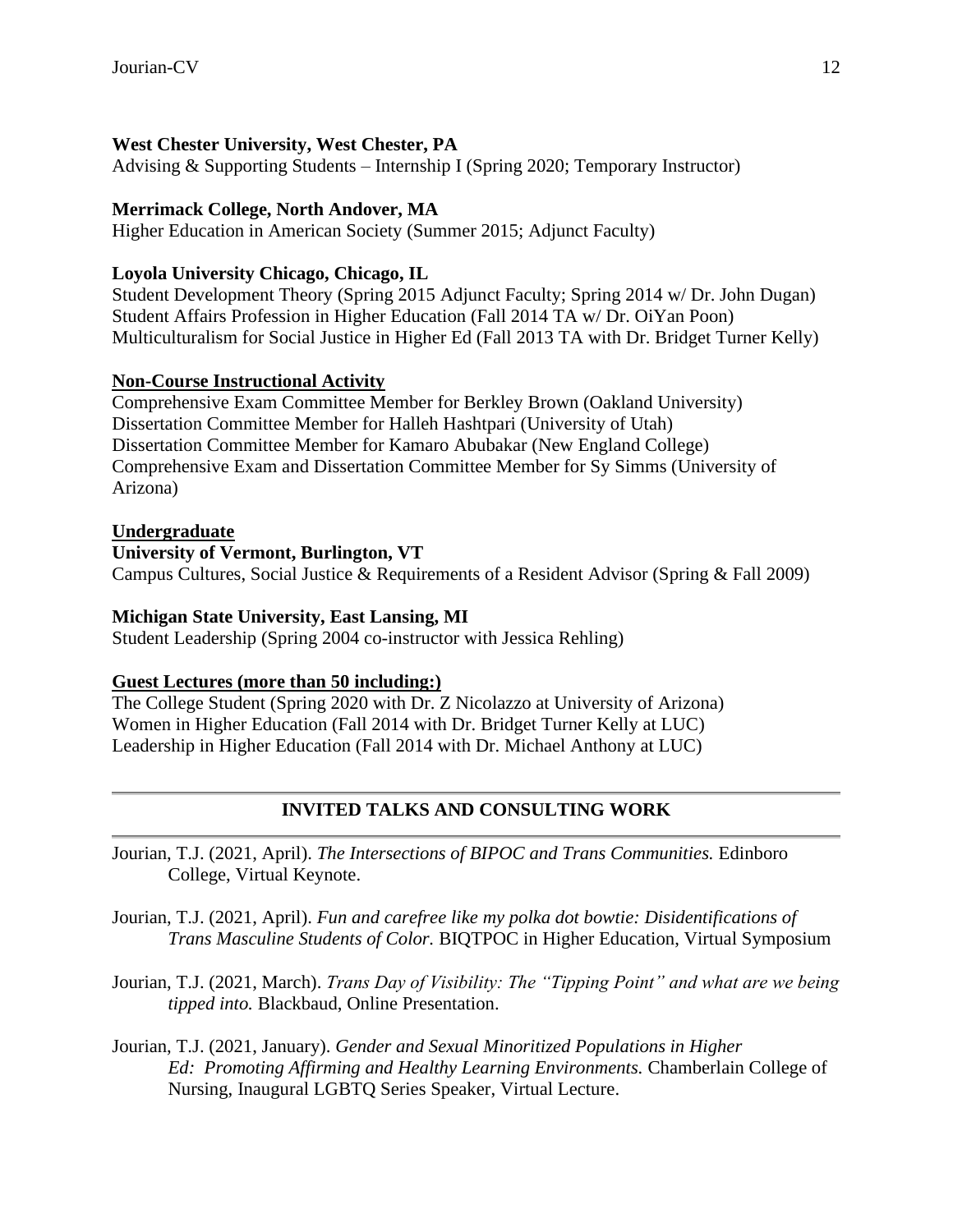**West Chester University, West Chester, PA**
Advising & Supporting Students – Internship I (Spring 2020; Temporary Instructor)

**Merrimack College, North Andover, MA**
Higher Education in American Society (Summer 2015; Adjunct Faculty)

**Loyola University Chicago, Chicago, IL**
Student Development Theory (Spring 2015 Adjunct Faculty; Spring 2014 w/ Dr. John Dugan)
Student Affairs Profession in Higher Education (Fall 2014 TA w/ Dr. OiYan Poon)
Multiculturalism for Social Justice in Higher Ed (Fall 2013 TA with Dr. Bridget Turner Kelly)

**Non-Course Instructional Activity**

Comprehensive Exam Committee Member for Berkley Brown (Oakland University)
Dissertation Committee Member for Halleh Hashtpari (University of Utah)
Dissertation Committee Member for Kamaro Abubakar (New England College)
Comprehensive Exam and Dissertation Committee Member for Sy Simms (University of Arizona)

**Undergraduate**

**University of Vermont, Burlington, VT**
Campus Cultures, Social Justice & Requirements of a Resident Advisor (Spring & Fall 2009)

**Michigan State University, East Lansing, MI**
Student Leadership (Spring 2004 co-instructor with Jessica Rehling)

**Guest Lectures (more than 50 including:)**

The College Student (Spring 2020 with Dr. Z Nicolazzo at University of Arizona)
Women in Higher Education (Fall 2014 with Dr. Bridget Turner Kelly at LUC)
Leadership in Higher Education (Fall 2014 with Dr. Michael Anthony at LUC)

## INVITED TALKS AND CONSULTING WORK

Jourian, T.J. (2021, April). *The Intersections of BIPOC and Trans Communities.* Edinboro College, Virtual Keynote.

Jourian, T.J. (2021, April). *Fun and carefree like my polka dot bowtie: Disidentifications of Trans Masculine Students of Color.* BIQTPOC in Higher Education, Virtual Symposium

Jourian, T.J. (2021, March). *Trans Day of Visibility: The "Tipping Point" and what are we being tipped into.* Blackbaud, Online Presentation.

Jourian, T.J. (2021, January). *Gender and Sexual Minoritized Populations in Higher Ed: Promoting Affirming and Healthy Learning Environments.* Chamberlain College of Nursing, Inaugural LGBTQ Series Speaker, Virtual Lecture.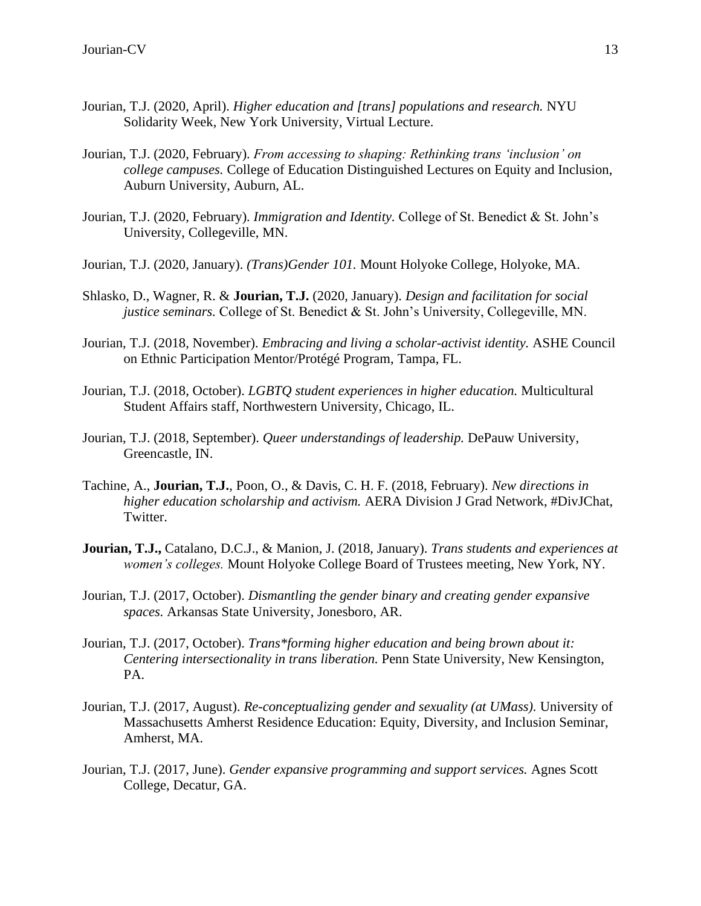Jourian, T.J. (2020, April). *Higher education and [trans] populations and research.* NYU Solidarity Week, New York University, Virtual Lecture.

Jourian, T.J. (2020, February). *From accessing to shaping: Rethinking trans 'inclusion' on college campuses.* College of Education Distinguished Lectures on Equity and Inclusion, Auburn University, Auburn, AL.

Jourian, T.J. (2020, February). *Immigration and Identity.* College of St. Benedict & St. John's University, Collegeville, MN.

Jourian, T.J. (2020, January). *(Trans)Gender 101.* Mount Holyoke College, Holyoke, MA.

Shlasko, D., Wagner, R. & **Jourian, T.J.** (2020, January). *Design and facilitation for social justice seminars.* College of St. Benedict & St. John's University, Collegeville, MN.

Jourian, T.J. (2018, November). *Embracing and living a scholar-activist identity.* ASHE Council on Ethnic Participation Mentor/Protégé Program, Tampa, FL.

Jourian, T.J. (2018, October). *LGBTQ student experiences in higher education.* Multicultural Student Affairs staff, Northwestern University, Chicago, IL.

Jourian, T.J. (2018, September). *Queer understandings of leadership.* DePauw University, Greencastle, IN.

Tachine, A., **Jourian, T.J.**, Poon, O., & Davis, C. H. F. (2018, February). *New directions in higher education scholarship and activism.* AERA Division J Grad Network, #DivJChat, Twitter.

**Jourian, T.J.,** Catalano, D.C.J., & Manion, J. (2018, January). *Trans students and experiences at women's colleges.* Mount Holyoke College Board of Trustees meeting, New York, NY.

Jourian, T.J. (2017, October). *Dismantling the gender binary and creating gender expansive spaces.* Arkansas State University, Jonesboro, AR.

Jourian, T.J. (2017, October). *Trans*forming higher education and being brown about it: Centering intersectionality in trans liberation.* Penn State University, New Kensington, PA.

Jourian, T.J. (2017, August). *Re-conceptualizing gender and sexuality (at UMass).* University of Massachusetts Amherst Residence Education: Equity, Diversity, and Inclusion Seminar, Amherst, MA.

Jourian, T.J. (2017, June). *Gender expansive programming and support services.* Agnes Scott College, Decatur, GA.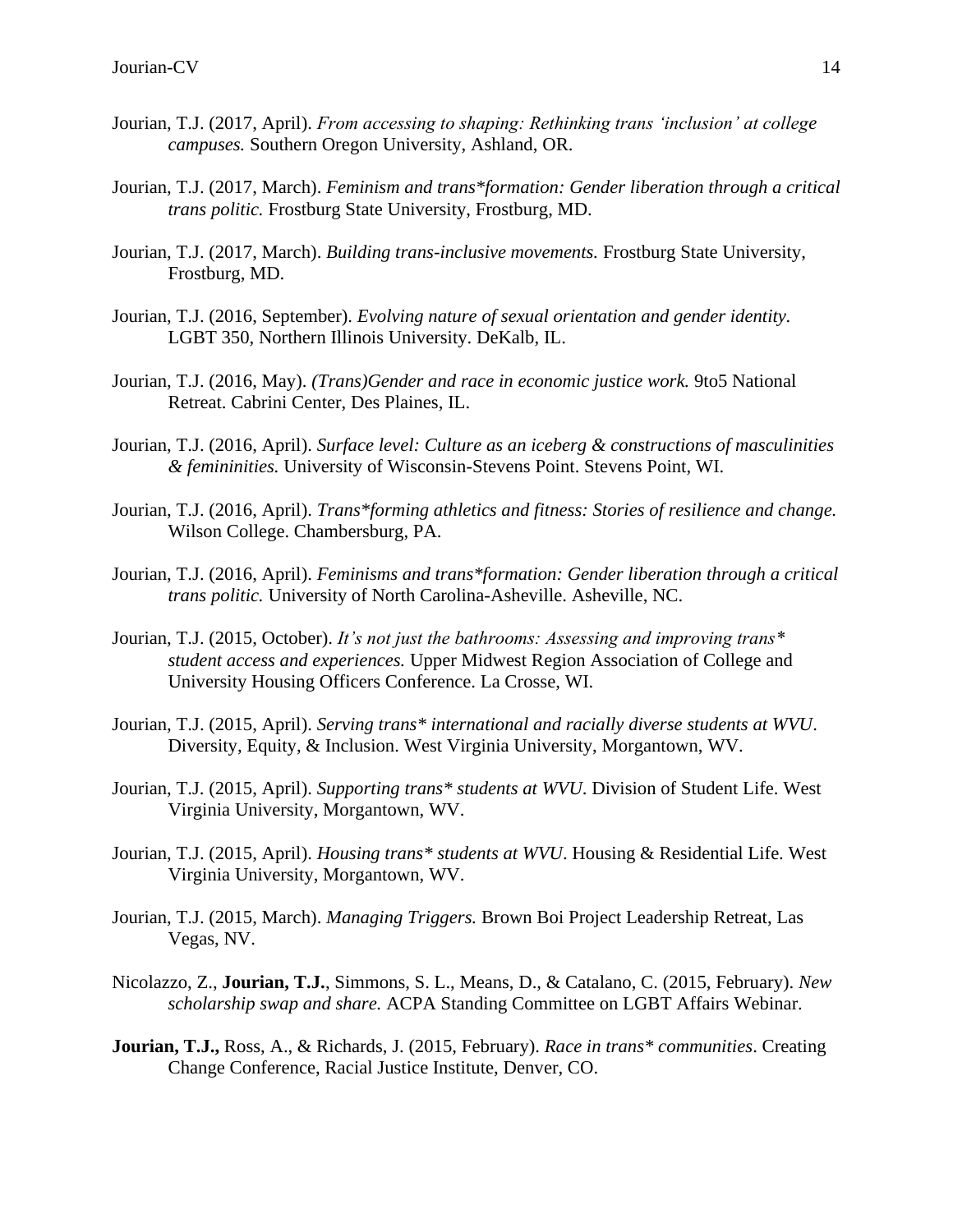Jourian, T.J. (2017, April). *From accessing to shaping: Rethinking trans 'inclusion' at college campuses.* Southern Oregon University, Ashland, OR.

Jourian, T.J. (2017, March). *Feminism and trans*formation: Gender liberation through a critical trans politic.* Frostburg State University, Frostburg, MD.

Jourian, T.J. (2017, March). *Building trans-inclusive movements.* Frostburg State University, Frostburg, MD.

Jourian, T.J. (2016, September). *Evolving nature of sexual orientation and gender identity.* LGBT 350, Northern Illinois University. DeKalb, IL.

Jourian, T.J. (2016, May). *(Trans)Gender and race in economic justice work.* 9to5 National Retreat. Cabrini Center, Des Plaines, IL.

Jourian, T.J. (2016, April). *Surface level: Culture as an iceberg & constructions of masculinities & femininities.* University of Wisconsin-Stevens Point. Stevens Point, WI.

Jourian, T.J. (2016, April). *Trans*forming athletics and fitness: Stories of resilience and change.* Wilson College. Chambersburg, PA.

Jourian, T.J. (2016, April). *Feminisms and trans*formation: Gender liberation through a critical trans politic.* University of North Carolina-Asheville. Asheville, NC.

Jourian, T.J. (2015, October). *It's not just the bathrooms: Assessing and improving trans* student access and experiences.* Upper Midwest Region Association of College and University Housing Officers Conference. La Crosse, WI.

Jourian, T.J. (2015, April). *Serving trans* international and racially diverse students at WVU*. Diversity, Equity, & Inclusion. West Virginia University, Morgantown, WV.

Jourian, T.J. (2015, April). *Supporting trans* students at WVU*. Division of Student Life. West Virginia University, Morgantown, WV.

Jourian, T.J. (2015, April). *Housing trans* students at WVU*. Housing & Residential Life. West Virginia University, Morgantown, WV.

Jourian, T.J. (2015, March). *Managing Triggers.* Brown Boi Project Leadership Retreat, Las Vegas, NV.

Nicolazzo, Z., **Jourian, T.J.**, Simmons, S. L., Means, D., & Catalano, C. (2015, February). *New scholarship swap and share.* ACPA Standing Committee on LGBT Affairs Webinar.

**Jourian, T.J.,** Ross, A., & Richards, J. (2015, February). *Race in trans* communities*. Creating Change Conference, Racial Justice Institute, Denver, CO.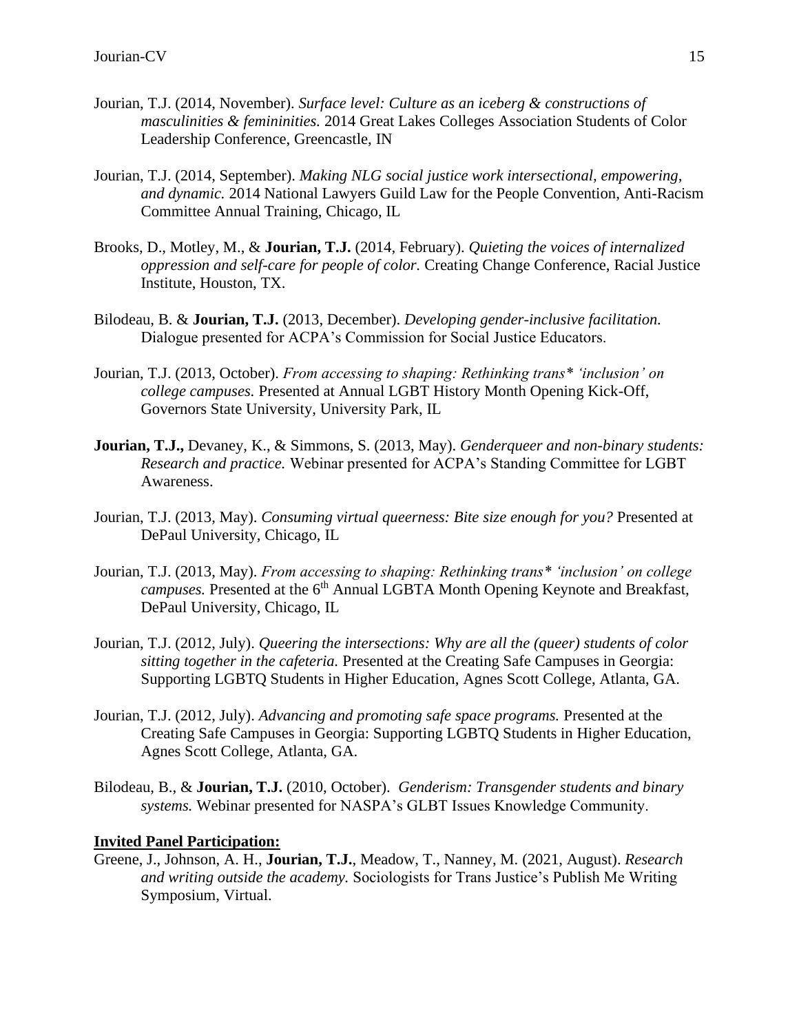Jourian, T.J. (2014, November). *Surface level: Culture as an iceberg & constructions of masculinities & femininities.* 2014 Great Lakes Colleges Association Students of Color Leadership Conference, Greencastle, IN

Jourian, T.J. (2014, September). *Making NLG social justice work intersectional, empowering, and dynamic.* 2014 National Lawyers Guild Law for the People Convention, Anti-Racism Committee Annual Training, Chicago, IL

Brooks, D., Motley, M., & **Jourian, T.J.** (2014, February). *Quieting the voices of internalized oppression and self-care for people of color.* Creating Change Conference, Racial Justice Institute, Houston, TX.

Bilodeau, B. & **Jourian, T.J.** (2013, December). *Developing gender-inclusive facilitation.* Dialogue presented for ACPA's Commission for Social Justice Educators.

Jourian, T.J. (2013, October). *From accessing to shaping: Rethinking trans* 'inclusion' on college campuses.* Presented at Annual LGBT History Month Opening Kick-Off, Governors State University, University Park, IL

**Jourian, T.J.,** Devaney, K., & Simmons, S. (2013, May). *Genderqueer and non-binary students: Research and practice.* Webinar presented for ACPA's Standing Committee for LGBT Awareness.

Jourian, T.J. (2013, May). *Consuming virtual queerness: Bite size enough for you?* Presented at DePaul University, Chicago, IL

Jourian, T.J. (2013, May). *From accessing to shaping: Rethinking trans* 'inclusion' on college campuses.* Presented at the 6th Annual LGBTA Month Opening Keynote and Breakfast, DePaul University, Chicago, IL

Jourian, T.J. (2012, July). *Queering the intersections: Why are all the (queer) students of color sitting together in the cafeteria.* Presented at the Creating Safe Campuses in Georgia: Supporting LGBTQ Students in Higher Education, Agnes Scott College, Atlanta, GA.

Jourian, T.J. (2012, July). *Advancing and promoting safe space programs.* Presented at the Creating Safe Campuses in Georgia: Supporting LGBTQ Students in Higher Education, Agnes Scott College, Atlanta, GA.

Bilodeau, B., & **Jourian, T.J.** (2010, October). *Genderism: Transgender students and binary systems.* Webinar presented for NASPA's GLBT Issues Knowledge Community.

**Invited Panel Participation:**

Greene, J., Johnson, A. H., **Jourian, T.J.**, Meadow, T., Nanney, M. (2021, August). *Research and writing outside the academy.* Sociologists for Trans Justice's Publish Me Writing Symposium, Virtual.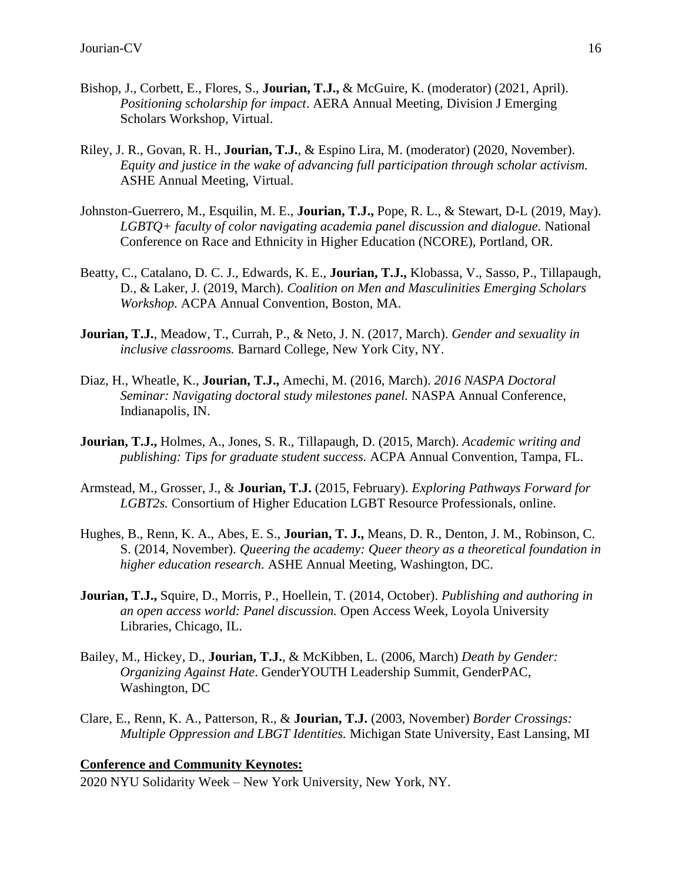Bishop, J., Corbett, E., Flores, S., **Jourian, T.J.,** & McGuire, K. (moderator) (2021, April). *Positioning scholarship for impact*. AERA Annual Meeting, Division J Emerging Scholars Workshop, Virtual.

Riley, J. R., Govan, R. H., **Jourian, T.J.**, & Espino Lira, M. (moderator) (2020, November). *Equity and justice in the wake of advancing full participation through scholar activism.* ASHE Annual Meeting, Virtual.

Johnston-Guerrero, M., Esquilin, M. E., **Jourian, T.J.,** Pope, R. L., & Stewart, D-L (2019, May). *LGBTQ+ faculty of color navigating academia panel discussion and dialogue.* National Conference on Race and Ethnicity in Higher Education (NCORE), Portland, OR.

Beatty, C., Catalano, D. C. J., Edwards, K. E., **Jourian, T.J.,** Klobassa, V., Sasso, P., Tillapaugh, D., & Laker, J. (2019, March). *Coalition on Men and Masculinities Emerging Scholars Workshop.* ACPA Annual Convention, Boston, MA.

**Jourian, T.J.**, Meadow, T., Currah, P., & Neto, J. N. (2017, March). *Gender and sexuality in inclusive classrooms.* Barnard College, New York City, NY.

Diaz, H., Wheatle, K., **Jourian, T.J.,** Amechi, M. (2016, March). *2016 NASPA Doctoral Seminar: Navigating doctoral study milestones panel.* NASPA Annual Conference, Indianapolis, IN.

**Jourian, T.J.,** Holmes, A., Jones, S. R., Tillapaugh, D. (2015, March). *Academic writing and publishing: Tips for graduate student success.* ACPA Annual Convention, Tampa, FL.

Armstead, M., Grosser, J., & **Jourian, T.J.** (2015, February). *Exploring Pathways Forward for LGBT2s.* Consortium of Higher Education LGBT Resource Professionals, online.

Hughes, B., Renn, K. A., Abes, E. S., **Jourian, T. J.,** Means, D. R., Denton, J. M., Robinson, C. S. (2014, November). *Queering the academy: Queer theory as a theoretical foundation in higher education research.* ASHE Annual Meeting, Washington, DC.

**Jourian, T.J.,** Squire, D., Morris, P., Hoellein, T. (2014, October). *Publishing and authoring in an open access world: Panel discussion.* Open Access Week, Loyola University Libraries, Chicago, IL.

Bailey, M., Hickey, D., **Jourian, T.J.**, & McKibben, L. (2006, March) *Death by Gender: Organizing Against Hate*. GenderYOUTH Leadership Summit, GenderPAC, Washington, DC

Clare, E., Renn, K. A., Patterson, R., & **Jourian, T.J.** (2003, November) *Border Crossings: Multiple Oppression and LBGT Identities.* Michigan State University, East Lansing, MI

**Conference and Community Keynotes:**

2020 NYU Solidarity Week – New York University, New York, NY.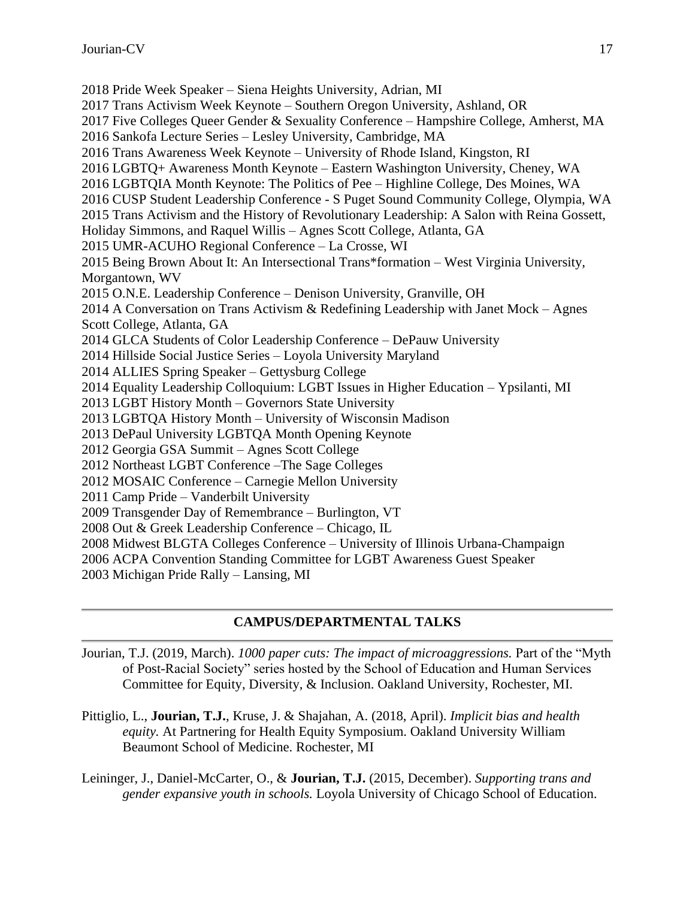2018 Pride Week Speaker – Siena Heights University, Adrian, MI
2017 Trans Activism Week Keynote – Southern Oregon University, Ashland, OR
2017 Five Colleges Queer Gender & Sexuality Conference – Hampshire College, Amherst, MA
2016 Sankofa Lecture Series – Lesley University, Cambridge, MA
2016 Trans Awareness Week Keynote – University of Rhode Island, Kingston, RI
2016 LGBTQ+ Awareness Month Keynote – Eastern Washington University, Cheney, WA
2016 LGBTQIA Month Keynote: The Politics of Pee – Highline College, Des Moines, WA
2016 CUSP Student Leadership Conference - S Puget Sound Community College, Olympia, WA
2015 Trans Activism and the History of Revolutionary Leadership: A Salon with Reina Gossett, Holiday Simmons, and Raquel Willis – Agnes Scott College, Atlanta, GA
2015 UMR-ACUHO Regional Conference – La Crosse, WI
2015 Being Brown About It: An Intersectional Trans*formation – West Virginia University, Morgantown, WV
2015 O.N.E. Leadership Conference – Denison University, Granville, OH
2014 A Conversation on Trans Activism & Redefining Leadership with Janet Mock – Agnes Scott College, Atlanta, GA
2014 GLCA Students of Color Leadership Conference – DePauw University
2014 Hillside Social Justice Series – Loyola University Maryland
2014 ALLIES Spring Speaker – Gettysburg College
2014 Equality Leadership Colloquium: LGBT Issues in Higher Education – Ypsilanti, MI
2013 LGBT History Month – Governors State University
2013 LGBTQA History Month – University of Wisconsin Madison
2013 DePaul University LGBTQA Month Opening Keynote
2012 Georgia GSA Summit – Agnes Scott College
2012 Northeast LGBT Conference –The Sage Colleges
2012 MOSAIC Conference – Carnegie Mellon University
2011 Camp Pride – Vanderbilt University
2009 Transgender Day of Remembrance – Burlington, VT
2008 Out & Greek Leadership Conference – Chicago, IL
2008 Midwest BLGTA Colleges Conference – University of Illinois Urbana-Champaign
2006 ACPA Convention Standing Committee for LGBT Awareness Guest Speaker
2003 Michigan Pride Rally – Lansing, MI

## CAMPUS/DEPARTMENTAL TALKS

Jourian, T.J. (2019, March). *1000 paper cuts: The impact of microaggressions.* Part of the "Myth of Post-Racial Society" series hosted by the School of Education and Human Services Committee for Equity, Diversity, & Inclusion. Oakland University, Rochester, MI.

Pittiglio, L., **Jourian, T.J.**, Kruse, J. & Shajahan, A. (2018, April). *Implicit bias and health equity.* At Partnering for Health Equity Symposium. Oakland University William Beaumont School of Medicine. Rochester, MI

Leininger, J., Daniel-McCarter, O., & **Jourian, T.J.** (2015, December). *Supporting trans and gender expansive youth in schools.* Loyola University of Chicago School of Education.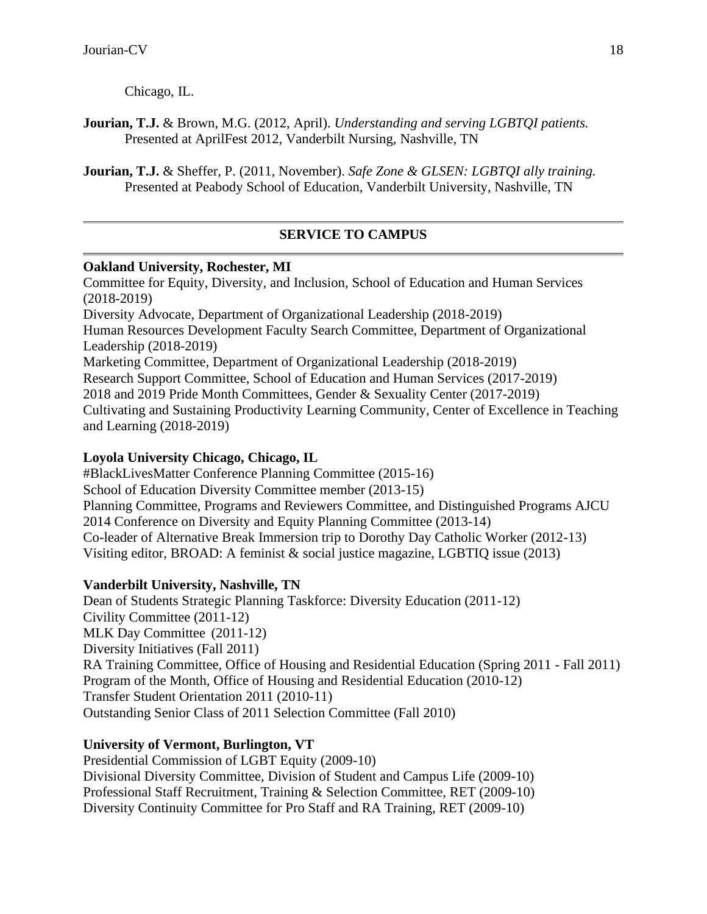Chicago, IL.

**Jourian, T.J.** & Brown, M.G. (2012, April). *Understanding and serving LGBTQI patients.* Presented at AprilFest 2012, Vanderbilt Nursing, Nashville, TN

**Jourian, T.J.** & Sheffer, P. (2011, November). *Safe Zone & GLSEN: LGBTQI ally training.* Presented at Peabody School of Education, Vanderbilt University, Nashville, TN

## SERVICE TO CAMPUS

**Oakland University, Rochester, MI**

Committee for Equity, Diversity, and Inclusion, School of Education and Human Services (2018-2019)
Diversity Advocate, Department of Organizational Leadership (2018-2019)
Human Resources Development Faculty Search Committee, Department of Organizational Leadership (2018-2019)
Marketing Committee, Department of Organizational Leadership (2018-2019)
Research Support Committee, School of Education and Human Services (2017-2019)
2018 and 2019 Pride Month Committees, Gender & Sexuality Center (2017-2019)
Cultivating and Sustaining Productivity Learning Community, Center of Excellence in Teaching and Learning (2018-2019)

**Loyola University Chicago, Chicago, IL**

#BlackLivesMatter Conference Planning Committee (2015-16)
School of Education Diversity Committee member (2013-15)
Planning Committee, Programs and Reviewers Committee, and Distinguished Programs AJCU 2014 Conference on Diversity and Equity Planning Committee (2013-14)
Co-leader of Alternative Break Immersion trip to Dorothy Day Catholic Worker (2012-13)
Visiting editor, BROAD: A feminist & social justice magazine, LGBTIQ issue (2013)

**Vanderbilt University, Nashville, TN**

Dean of Students Strategic Planning Taskforce: Diversity Education (2011-12)
Civility Committee (2011-12)
MLK Day Committee (2011-12)
Diversity Initiatives (Fall 2011)
RA Training Committee, Office of Housing and Residential Education (Spring 2011 - Fall 2011)
Program of the Month, Office of Housing and Residential Education (2010-12)
Transfer Student Orientation 2011 (2010-11)
Outstanding Senior Class of 2011 Selection Committee (Fall 2010)

**University of Vermont, Burlington, VT**

Presidential Commission of LGBT Equity (2009-10)
Divisional Diversity Committee, Division of Student and Campus Life (2009-10)
Professional Staff Recruitment, Training & Selection Committee, RET (2009-10)
Diversity Continuity Committee for Pro Staff and RA Training, RET (2009-10)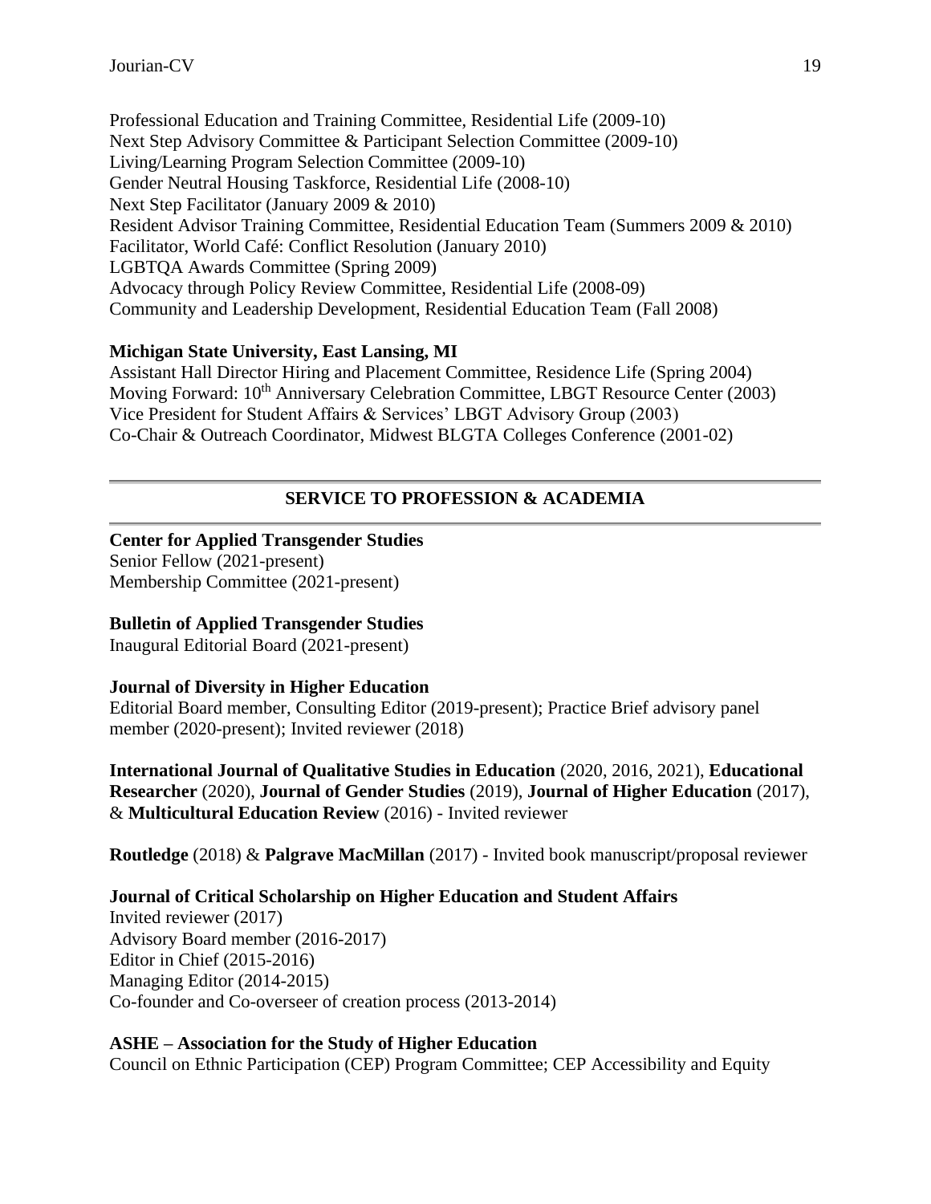Professional Education and Training Committee, Residential Life (2009-10)
Next Step Advisory Committee & Participant Selection Committee (2009-10)
Living/Learning Program Selection Committee (2009-10)
Gender Neutral Housing Taskforce, Residential Life (2008-10)
Next Step Facilitator (January 2009 & 2010)
Resident Advisor Training Committee, Residential Education Team (Summers 2009 & 2010)
Facilitator, World Café: Conflict Resolution (January 2010)
LGBTQA Awards Committee (Spring 2009)
Advocacy through Policy Review Committee, Residential Life (2008-09)
Community and Leadership Development, Residential Education Team (Fall 2008)

**Michigan State University, East Lansing, MI**
Assistant Hall Director Hiring and Placement Committee, Residence Life (Spring 2004)
Moving Forward: 10th Anniversary Celebration Committee, LBGT Resource Center (2003)
Vice President for Student Affairs & Services' LBGT Advisory Group (2003)
Co-Chair & Outreach Coordinator, Midwest BLGTA Colleges Conference (2001-02)

## SERVICE TO PROFESSION & ACADEMIA

**Center for Applied Transgender Studies**
Senior Fellow (2021-present)
Membership Committee (2021-present)

**Bulletin of Applied Transgender Studies**
Inaugural Editorial Board (2021-present)

**Journal of Diversity in Higher Education**
Editorial Board member, Consulting Editor (2019-present); Practice Brief advisory panel member (2020-present); Invited reviewer (2018)

**International Journal of Qualitative Studies in Education** (2020, 2016, 2021), **Educational Researcher** (2020), **Journal of Gender Studies** (2019), **Journal of Higher Education** (2017), & **Multicultural Education Review** (2016) - Invited reviewer

**Routledge** (2018) & **Palgrave MacMillan** (2017) - Invited book manuscript/proposal reviewer

**Journal of Critical Scholarship on Higher Education and Student Affairs**
Invited reviewer (2017)
Advisory Board member (2016-2017)
Editor in Chief (2015-2016)
Managing Editor (2014-2015)
Co-founder and Co-overseer of creation process (2013-2014)

**ASHE – Association for the Study of Higher Education**
Council on Ethnic Participation (CEP) Program Committee; CEP Accessibility and Equity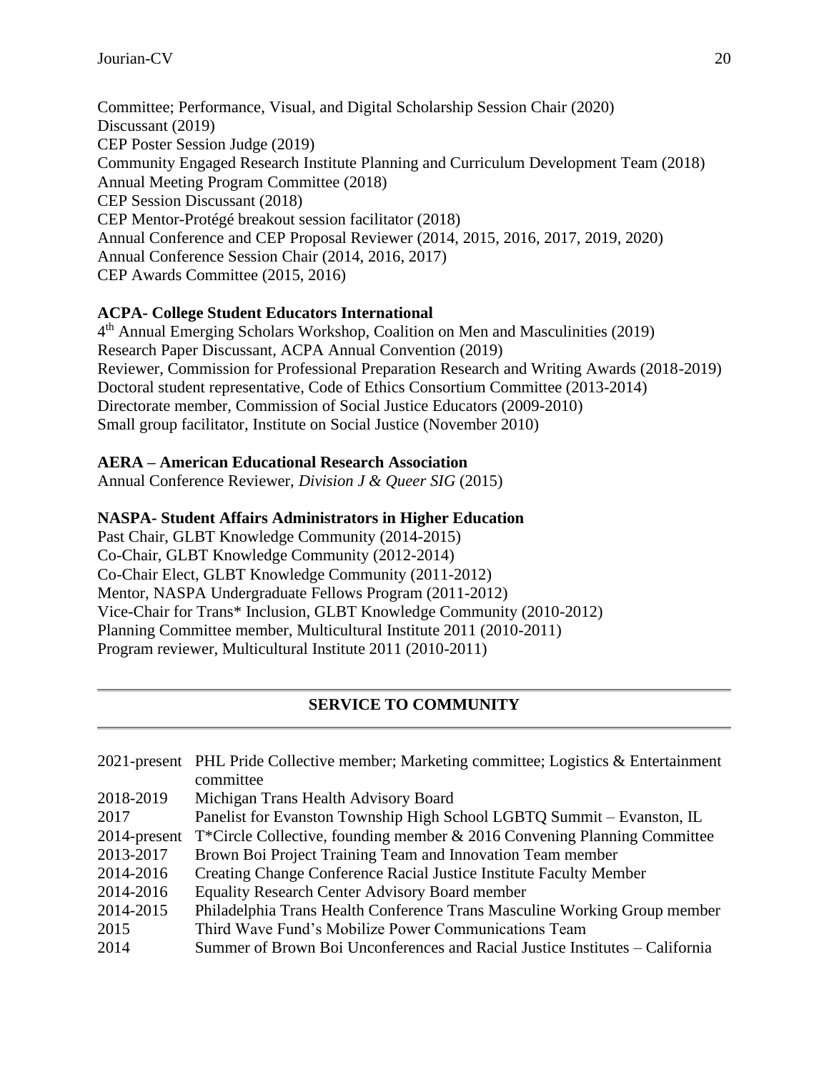Committee; Performance, Visual, and Digital Scholarship Session Chair (2020)
Discussant (2019)
CEP Poster Session Judge (2019)
Community Engaged Research Institute Planning and Curriculum Development Team (2018)
Annual Meeting Program Committee (2018)
CEP Session Discussant (2018)
CEP Mentor-Protégé breakout session facilitator (2018)
Annual Conference and CEP Proposal Reviewer (2014, 2015, 2016, 2017, 2019, 2020)
Annual Conference Session Chair (2014, 2016, 2017)
CEP Awards Committee (2015, 2016)

**ACPA- College Student Educators International**
4th Annual Emerging Scholars Workshop, Coalition on Men and Masculinities (2019)
Research Paper Discussant, ACPA Annual Convention (2019)
Reviewer, Commission for Professional Preparation Research and Writing Awards (2018-2019)
Doctoral student representative, Code of Ethics Consortium Committee (2013-2014)
Directorate member, Commission of Social Justice Educators (2009-2010)
Small group facilitator, Institute on Social Justice (November 2010)

**AERA – American Educational Research Association**
Annual Conference Reviewer, *Division J & Queer SIG* (2015)

**NASPA- Student Affairs Administrators in Higher Education**
Past Chair, GLBT Knowledge Community (2014-2015)
Co-Chair, GLBT Knowledge Community (2012-2014)
Co-Chair Elect, GLBT Knowledge Community (2011-2012)
Mentor, NASPA Undergraduate Fellows Program (2011-2012)
Vice-Chair for Trans* Inclusion, GLBT Knowledge Community (2010-2012)
Planning Committee member, Multicultural Institute 2011 (2010-2011)
Program reviewer, Multicultural Institute 2011 (2010-2011)

## SERVICE TO COMMUNITY

| | |
|---|---|
| 2021-present | PHL Pride Collective member; Marketing committee; Logistics & Entertainment committee |
| 2018-2019 | Michigan Trans Health Advisory Board |
| 2017 | Panelist for Evanston Township High School LGBTQ Summit – Evanston, IL |
| 2014-present | T*Circle Collective, founding member & 2016 Convening Planning Committee |
| 2013-2017 | Brown Boi Project Training Team and Innovation Team member |
| 2014-2016 | Creating Change Conference Racial Justice Institute Faculty Member |
| 2014-2016 | Equality Research Center Advisory Board member |
| 2014-2015 | Philadelphia Trans Health Conference Trans Masculine Working Group member |
| 2015 | Third Wave Fund's Mobilize Power Communications Team |
| 2014 | Summer of Brown Boi Unconferences and Racial Justice Institutes – California |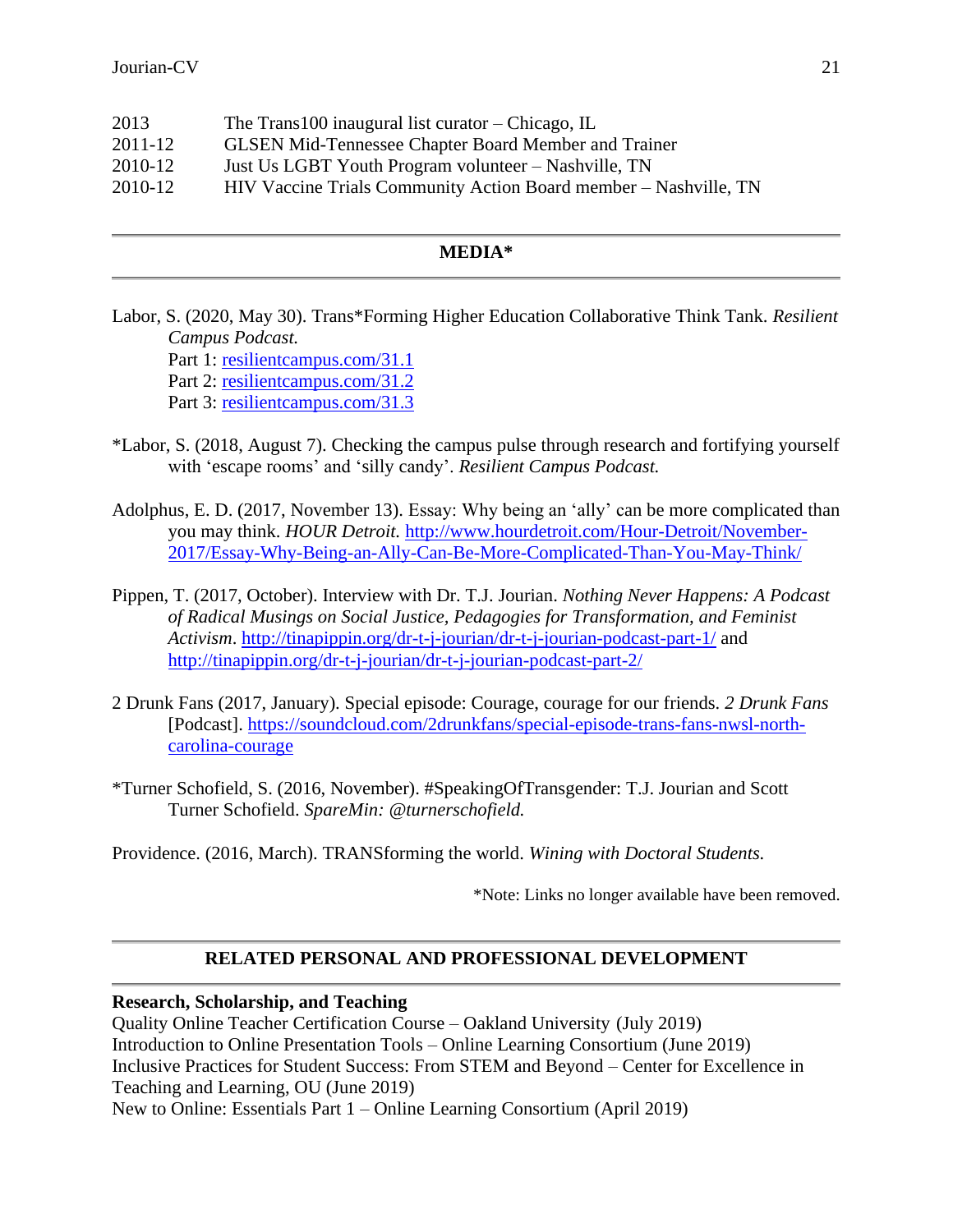| | |
|---|---|
| 2013 | The Trans100 inaugural list curator – Chicago, IL |
| 2011-12 | GLSEN Mid-Tennessee Chapter Board Member and Trainer |
| 2010-12 | Just Us LGBT Youth Program volunteer – Nashville, TN |
| 2010-12 | HIV Vaccine Trials Community Action Board member – Nashville, TN |

## MEDIA*

Labor, S. (2020, May 30). Trans*Forming Higher Education Collaborative Think Tank. *Resilient Campus Podcast.*
Part 1: resilientcampus.com/31.1
Part 2: resilientcampus.com/31.2
Part 3: resilientcampus.com/31.3

*Labor, S. (2018, August 7). Checking the campus pulse through research and fortifying yourself with 'escape rooms' and 'silly candy'. *Resilient Campus Podcast.*

Adolphus, E. D. (2017, November 13). Essay: Why being an 'ally' can be more complicated than you may think. *HOUR Detroit*. http://www.hourdetroit.com/Hour-Detroit/November-2017/Essay-Why-Being-an-Ally-Can-Be-More-Complicated-Than-You-May-Think/

Pippen, T. (2017, October). Interview with Dr. T.J. Jourian. *Nothing Never Happens: A Podcast of Radical Musings on Social Justice, Pedagogies for Transformation, and Feminist Activism*. http://tinapippin.org/dr-t-j-jourian/dr-t-j-jourian-podcast-part-1/ and http://tinapippin.org/dr-t-j-jourian/dr-t-j-jourian-podcast-part-2/

2 Drunk Fans (2017, January). Special episode: Courage, courage for our friends. *2 Drunk Fans* [Podcast]. https://soundcloud.com/2drunkfans/special-episode-trans-fans-nwsl-north-carolina-courage

*Turner Schofield, S. (2016, November). #SpeakingOfTransgender: T.J. Jourian and Scott Turner Schofield. *SpareMin: @turnerschofield.*

Providence. (2016, March). TRANSforming the world. *Wining with Doctoral Students.*

*Note: Links no longer available have been removed.

## RELATED PERSONAL AND PROFESSIONAL DEVELOPMENT

**Research, Scholarship, and Teaching**
Quality Online Teacher Certification Course – Oakland University (July 2019)
Introduction to Online Presentation Tools – Online Learning Consortium (June 2019)
Inclusive Practices for Student Success: From STEM and Beyond – Center for Excellence in Teaching and Learning, OU (June 2019)
New to Online: Essentials Part 1 – Online Learning Consortium (April 2019)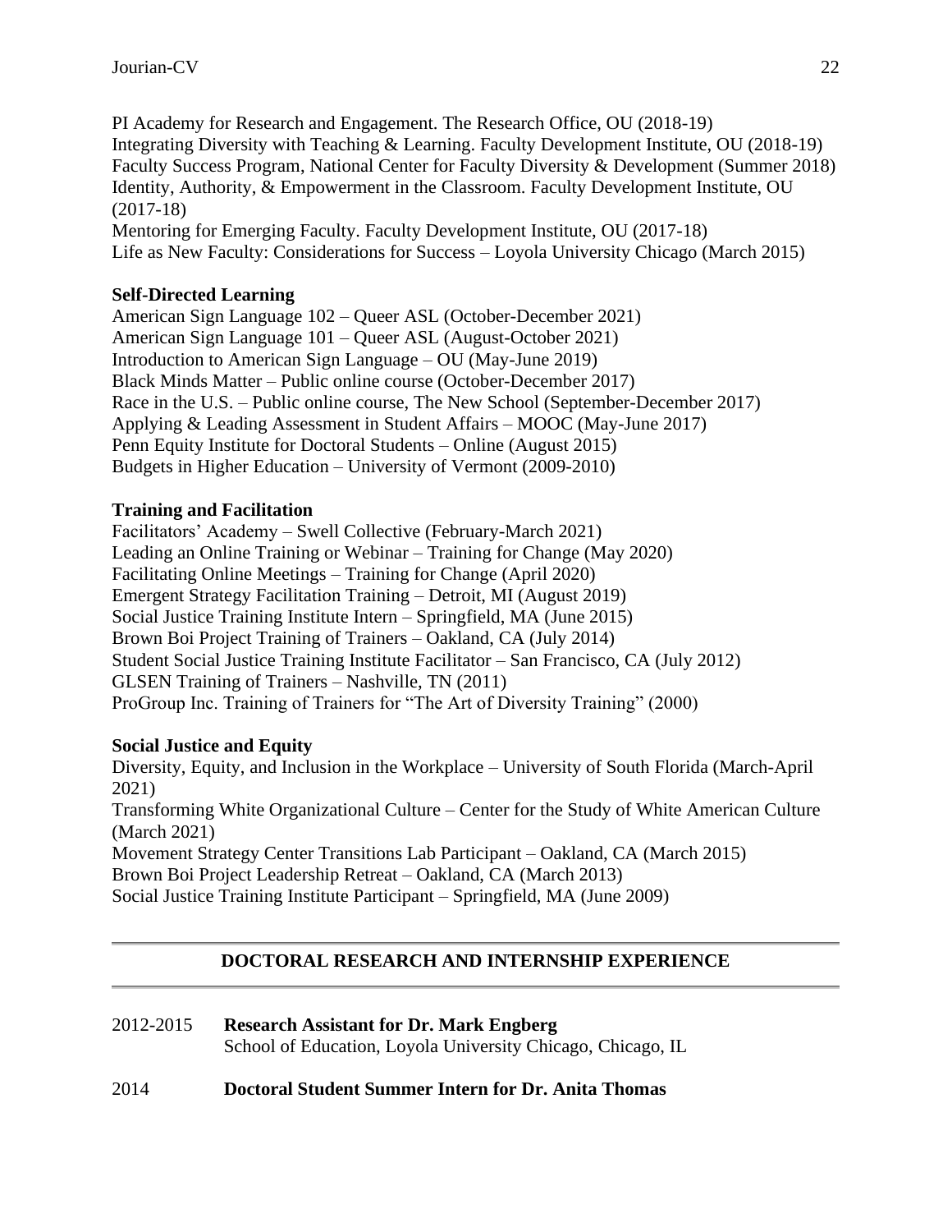PI Academy for Research and Engagement. The Research Office, OU (2018-19)
Integrating Diversity with Teaching & Learning. Faculty Development Institute, OU (2018-19)
Faculty Success Program, National Center for Faculty Diversity & Development (Summer 2018)
Identity, Authority, & Empowerment in the Classroom. Faculty Development Institute, OU (2017-18)
Mentoring for Emerging Faculty. Faculty Development Institute, OU (2017-18)
Life as New Faculty: Considerations for Success – Loyola University Chicago (March 2015)

**Self-Directed Learning**

American Sign Language 102 – Queer ASL (October-December 2021)
American Sign Language 101 – Queer ASL (August-October 2021)
Introduction to American Sign Language – OU (May-June 2019)
Black Minds Matter – Public online course (October-December 2017)
Race in the U.S. – Public online course, The New School (September-December 2017)
Applying & Leading Assessment in Student Affairs – MOOC (May-June 2017)
Penn Equity Institute for Doctoral Students – Online (August 2015)
Budgets in Higher Education – University of Vermont (2009-2010)

**Training and Facilitation**

Facilitators' Academy – Swell Collective (February-March 2021)
Leading an Online Training or Webinar – Training for Change (May 2020)
Facilitating Online Meetings – Training for Change (April 2020)
Emergent Strategy Facilitation Training – Detroit, MI (August 2019)
Social Justice Training Institute Intern – Springfield, MA (June 2015)
Brown Boi Project Training of Trainers – Oakland, CA (July 2014)
Student Social Justice Training Institute Facilitator – San Francisco, CA (July 2012)
GLSEN Training of Trainers – Nashville, TN (2011)
ProGroup Inc. Training of Trainers for "The Art of Diversity Training" (2000)

**Social Justice and Equity**

Diversity, Equity, and Inclusion in the Workplace – University of South Florida (March-April 2021)
Transforming White Organizational Culture – Center for the Study of White American Culture (March 2021)
Movement Strategy Center Transitions Lab Participant – Oakland, CA (March 2015)
Brown Boi Project Leadership Retreat – Oakland, CA (March 2013)
Social Justice Training Institute Participant – Springfield, MA (June 2009)

---

## DOCTORAL RESEARCH AND INTERNSHIP EXPERIENCE

---

2012-2015 **Research Assistant for Dr. Mark Engberg**
School of Education, Loyola University Chicago, Chicago, IL

2014 **Doctoral Student Summer Intern for Dr. Anita Thomas**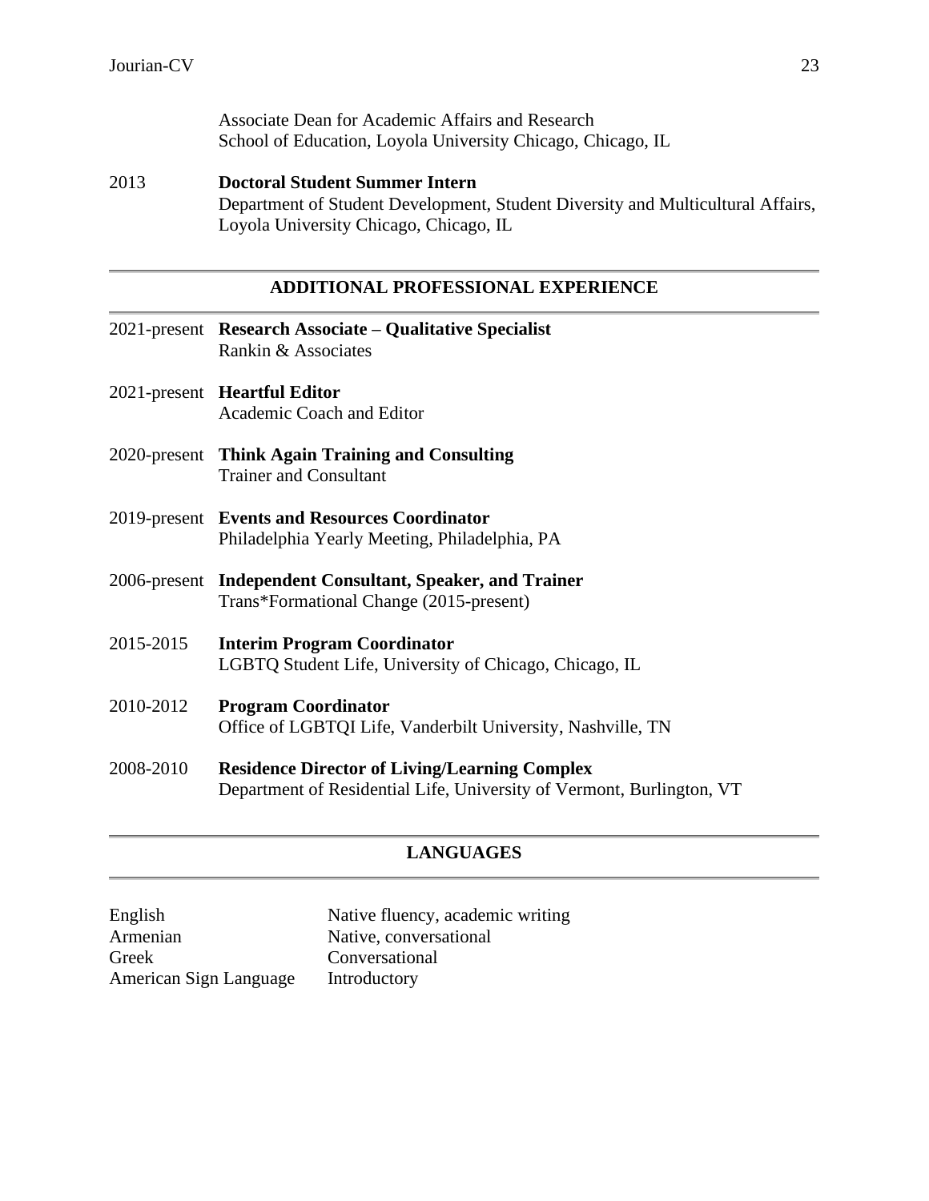Associate Dean for Academic Affairs and Research
School of Education, Loyola University Chicago, Chicago, IL

2013 **Doctoral Student Summer Intern**
Department of Student Development, Student Diversity and Multicultural Affairs, Loyola University Chicago, Chicago, IL

## ADDITIONAL PROFESSIONAL EXPERIENCE

2021-present **Research Associate – Qualitative Specialist**
Rankin & Associates

2021-present **Heartful Editor**
Academic Coach and Editor

2020-present **Think Again Training and Consulting**
Trainer and Consultant

2019-present **Events and Resources Coordinator**
Philadelphia Yearly Meeting, Philadelphia, PA

2006-present **Independent Consultant, Speaker, and Trainer**
Trans*Formational Change (2015-present)

2015-2015 **Interim Program Coordinator**
LGBTQ Student Life, University of Chicago, Chicago, IL

2010-2012 **Program Coordinator**
Office of LGBTQI Life, Vanderbilt University, Nashville, TN

2008-2010 **Residence Director of Living/Learning Complex**
Department of Residential Life, University of Vermont, Burlington, VT

## LANGUAGES

| | |
|---|---|
| English | Native fluency, academic writing |
| Armenian | Native, conversational |
| Greek | Conversational |
| American Sign Language | Introductory |